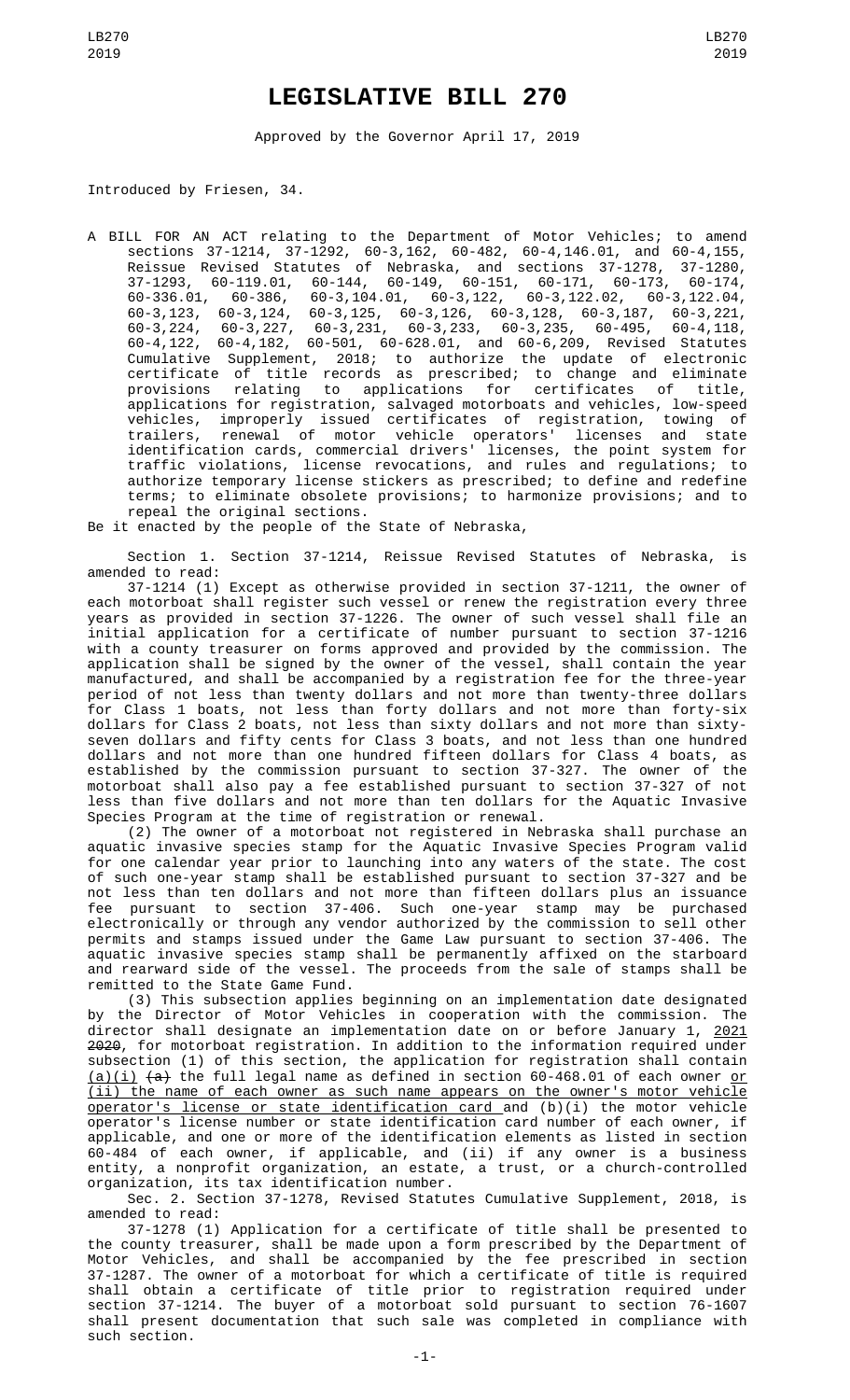# LEGISLATIVE BILL 270

Approved by the Governor April 17, 2019

Introduced by Friesen, 34.

A BILL FOR AN ACT relating to the Department of Motor Vehicles; to amend sections 37-1214, 37-1292, 60-3,162, 60-482, 60-4,146.01, and 60-4,155, Reissue Revised Statutes of Nebraska, and sections 37-1278, 37-1280, 37-1293, 60-119.01, 60-144, 60-149, 60-151, 60-171, 60-173, 60-174, 60-336.01, 60-386, 60-3,104.01, 60-3,122, 60-3,122.02, 60-3,122.04, 60-3,123, 60-3,124, 60-3,125, 60-3,126, 60-3,128, 60-3,187, 60-3,221, 60-3,224, 60-3,227, 60-3,231, 60-3,233, 60-3,235, 60-495, 60-4,118, 60-4,122, 60-4,182, 60-501, 60-628.01, and 60-6,209, Revised Statutes Cumulative Supplement, 2018; to authorize the update of electronic certificate of title records as prescribed; to change and eliminate provisions relating to applications for certificates of title, applications for registration, salvaged motorboats and vehicles, low-speed vehicles, improperly issued certificates of registration, towing of trailers, renewal of motor vehicle operators' licenses and state identification cards, commercial drivers' licenses, the point system for traffic violations, license revocations, and rules and regulations; to authorize temporary license stickers as prescribed; to define and redefine terms; to eliminate obsolete provisions; to harmonize provisions; and to repeal the original sections.

Be it enacted by the people of the State of Nebraska,

Section 1. Section 37-1214, Reissue Revised Statutes of Nebraska, is amended to read:

37-1214 (1) Except as otherwise provided in section 37-1211, the owner of each motorboat shall register such vessel or renew the registration every three years as provided in section 37-1226. The owner of such vessel shall file an initial application for a certificate of number pursuant to section 37-1216 with a county treasurer on forms approved and provided by the commission. The application shall be signed by the owner of the vessel, shall contain the year manufactured, and shall be accompanied by a registration fee for the three-year period of not less than twenty dollars and not more than twenty-three dollars for Class 1 boats, not less than forty dollars and not more than forty-six dollars for Class 2 boats, not less than sixty dollars and not more than sixty-seven dollars and fifty cents for Class 3 boats, and not less than one hundred dollars and not more than one hundred fifteen dollars for Class 4 boats, as established by the commission pursuant to section 37-327. The owner of the motorboat shall also pay a fee established pursuant to section 37-327 of not less than five dollars and not more than ten dollars for the Aquatic Invasive Species Program at the time of registration or renewal.

(2) The owner of a motorboat not registered in Nebraska shall purchase an aquatic invasive species stamp for the Aquatic Invasive Species Program valid for one calendar year prior to launching into any waters of the state. The cost of such one-year stamp shall be established pursuant to section 37-327 and be not less than ten dollars and not more than fifteen dollars plus an issuance fee pursuant to section 37-406. Such one-year stamp may be purchased electronically or through any vendor authorized by the commission to sell other permits and stamps issued under the Game Law pursuant to section 37-406. The aquatic invasive species stamp shall be permanently affixed on the starboard and rearward side of the vessel. The proceeds from the sale of stamps shall be remitted to the State Game Fund.

(3) This subsection applies beginning on an implementation date designated by the Director of Motor Vehicles in cooperation with the commission. The director shall designate an implementation date on or before January 1, <u>2021</u> ~~2020~~, for motorboat registration. In addition to the information required under subsection (1) of this section, the application for registration shall contain <u>(a)(i)</u> ~~(a)~~ the full legal name as defined in section 60-468.01 of each owner <u>or (ii) the name of each owner as such name appears on the owner's motor vehicle operator's license or state identification card</u> and (b)(i) the motor vehicle operator's license number or state identification card number of each owner, if applicable, and one or more of the identification elements as listed in section 60-484 of each owner, if applicable, and (ii) if any owner is a business entity, a nonprofit organization, an estate, a trust, or a church-controlled organization, its tax identification number.

Sec. 2. Section 37-1278, Revised Statutes Cumulative Supplement, 2018, is amended to read:

37-1278 (1) Application for a certificate of title shall be presented to the county treasurer, shall be made upon a form prescribed by the Department of Motor Vehicles, and shall be accompanied by the fee prescribed in section 37-1287. The owner of a motorboat for which a certificate of title is required shall obtain a certificate of title prior to registration required under section 37-1214. The buyer of a motorboat sold pursuant to section 76-1607 shall present documentation that such sale was completed in compliance with such section.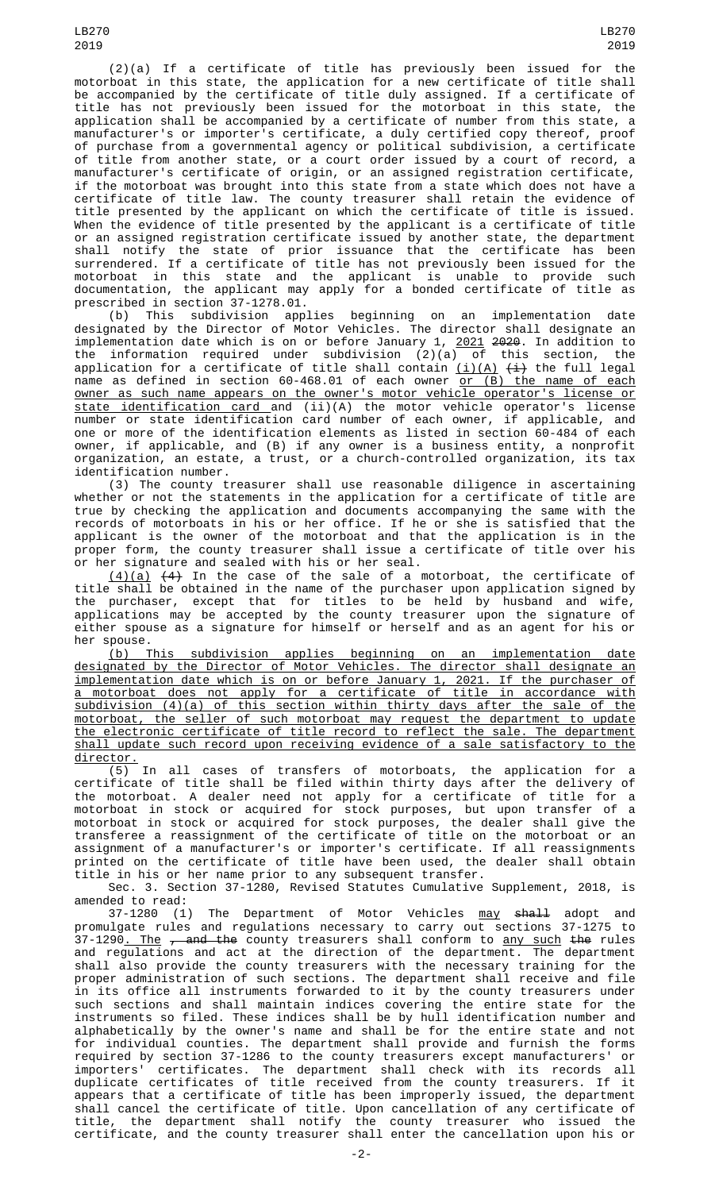(2)(a) If a certificate of title has previously been issued for the motorboat in this state, the application for a new certificate of title shall be accompanied by the certificate of title duly assigned. If a certificate of title has not previously been issued for the motorboat in this state, the application shall be accompanied by a certificate of number from this state, a manufacturer's or importer's certificate, a duly certified copy thereof, proof of purchase from a governmental agency or political subdivision, a certificate of title from another state, or a court order issued by a court of record, a manufacturer's certificate of origin, or an assigned registration certificate, if the motorboat was brought into this state from a state which does not have a certificate of title law. The county treasurer shall retain the evidence of title presented by the applicant on which the certificate of title is issued. When the evidence of title presented by the applicant is a certificate of title or an assigned registration certificate issued by another state, the department shall notify the state of prior issuance that the certificate has been surrendered. If a certificate of title has not previously been issued for the motorboat in this state and the applicant is unable to provide such documentation, the applicant may apply for a bonded certificate of title as prescribed in section 37-1278.01.

(b) This subdivision applies beginning on an implementation date designated by the Director of Motor Vehicles. The director shall designate an implementation date which is on or before January 1, <u>2021</u> ~~2020~~. In addition to the information required under subdivision (2)(a) of this section, the application for a certificate of title shall contain <u>(i)(A)</u> ~~(i)~~ the full legal name as defined in section 60-468.01 of each owner <u>or (B) the name of each owner as such name appears on the owner's motor vehicle operator's license or state identification card</u> and (ii)(A) the motor vehicle operator's license number or state identification card number of each owner, if applicable, and one or more of the identification elements as listed in section 60-484 of each owner, if applicable, and (B) if any owner is a business entity, a nonprofit organization, an estate, a trust, or a church-controlled organization, its tax identification number.

(3) The county treasurer shall use reasonable diligence in ascertaining whether or not the statements in the application for a certificate of title are true by checking the application and documents accompanying the same with the records of motorboats in his or her office. If he or she is satisfied that the applicant is the owner of the motorboat and that the application is in the proper form, the county treasurer shall issue a certificate of title over his or her signature and sealed with his or her seal.

<u>(4)(a)</u> ~~(4)~~ In the case of the sale of a motorboat, the certificate of title shall be obtained in the name of the purchaser upon application signed by the purchaser, except that for titles to be held by husband and wife, applications may be accepted by the county treasurer upon the signature of either spouse as a signature for himself or herself and as an agent for his or her spouse.

<u>(b) This subdivision applies beginning on an implementation date designated by the Director of Motor Vehicles. The director shall designate an implementation date which is on or before January 1, 2021. If the purchaser of a motorboat does not apply for a certificate of title in accordance with subdivision (4)(a) of this section within thirty days after the sale of the motorboat, the seller of such motorboat may request the department to update the electronic certificate of title record to reflect the sale. The department shall update such record upon receiving evidence of a sale satisfactory to the director.</u>

(5) In all cases of transfers of motorboats, the application for a certificate of title shall be filed within thirty days after the delivery of the motorboat. A dealer need not apply for a certificate of title for a motorboat in stock or acquired for stock purposes, but upon transfer of a motorboat in stock or acquired for stock purposes, the dealer shall give the transferee a reassignment of the certificate of title on the motorboat or an assignment of a manufacturer's or importer's certificate. If all reassignments printed on the certificate of title have been used, the dealer shall obtain title in his or her name prior to any subsequent transfer.

Sec. 3. Section 37-1280, Revised Statutes Cumulative Supplement, 2018, is amended to read:

37-1280 (1) The Department of Motor Vehicles <u>may</u> ~~shall~~ adopt and promulgate rules and regulations necessary to carry out sections 37-1275 to 37-1290<u>. The</u> ~~, and the~~ county treasurers shall conform to <u>any such</u> ~~the~~ rules and regulations and act at the direction of the department. The department shall also provide the county treasurers with the necessary training for the proper administration of such sections. The department shall receive and file in its office all instruments forwarded to it by the county treasurers under such sections and shall maintain indices covering the entire state for the instruments so filed. These indices shall be by hull identification number and alphabetically by the owner's name and shall be for the entire state and not for individual counties. The department shall provide and furnish the forms required by section 37-1286 to the county treasurers except manufacturers' or importers' certificates. The department shall check with its records all duplicate certificates of title received from the county treasurers. If it appears that a certificate of title has been improperly issued, the department shall cancel the certificate of title. Upon cancellation of any certificate of title, the department shall notify the county treasurer who issued the certificate, and the county treasurer shall enter the cancellation upon his or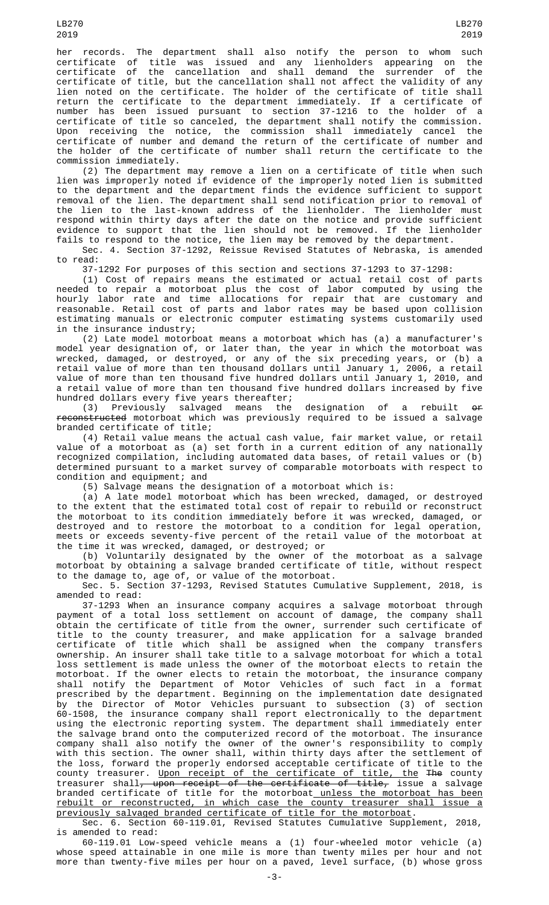her records. The department shall also notify the person to whom such certificate of title was issued and any lienholders appearing on the certificate of the cancellation and shall demand the surrender of the certificate of title, but the cancellation shall not affect the validity of any lien noted on the certificate. The holder of the certificate of title shall return the certificate to the department immediately. If a certificate of number has been issued pursuant to section 37-1216 to the holder of a certificate of title so canceled, the department shall notify the commission. Upon receiving the notice, the commission shall immediately cancel the certificate of number and demand the return of the certificate of number and the holder of the certificate of number shall return the certificate to the commission immediately.

(2) The department may remove a lien on a certificate of title when such lien was improperly noted if evidence of the improperly noted lien is submitted to the department and the department finds the evidence sufficient to support removal of the lien. The department shall send notification prior to removal of the lien to the last-known address of the lienholder. The lienholder must respond within thirty days after the date on the notice and provide sufficient evidence to support that the lien should not be removed. If the lienholder fails to respond to the notice, the lien may be removed by the department.

Sec. 4. Section 37-1292, Reissue Revised Statutes of Nebraska, is amended to read:

37-1292 For purposes of this section and sections 37-1293 to 37-1298:

(1) Cost of repairs means the estimated or actual retail cost of parts needed to repair a motorboat plus the cost of labor computed by using the hourly labor rate and time allocations for repair that are customary and reasonable. Retail cost of parts and labor rates may be based upon collision estimating manuals or electronic computer estimating systems customarily used in the insurance industry;

(2) Late model motorboat means a motorboat which has (a) a manufacturer's model year designation of, or later than, the year in which the motorboat was wrecked, damaged, or destroyed, or any of the six preceding years, or (b) a retail value of more than ten thousand dollars until January 1, 2006, a retail value of more than ten thousand five hundred dollars until January 1, 2010, and a retail value of more than ten thousand five hundred dollars increased by five hundred dollars every five years thereafter;

(3) Previously salvaged means the designation of a rebuilt ~~or reconstructed~~ motorboat which was previously required to be issued a salvage branded certificate of title;

(4) Retail value means the actual cash value, fair market value, or retail value of a motorboat as (a) set forth in a current edition of any nationally recognized compilation, including automated data bases, of retail values or (b) determined pursuant to a market survey of comparable motorboats with respect to condition and equipment; and

(5) Salvage means the designation of a motorboat which is:

(a) A late model motorboat which has been wrecked, damaged, or destroyed to the extent that the estimated total cost of repair to rebuild or reconstruct the motorboat to its condition immediately before it was wrecked, damaged, or destroyed and to restore the motorboat to a condition for legal operation, meets or exceeds seventy-five percent of the retail value of the motorboat at the time it was wrecked, damaged, or destroyed; or

(b) Voluntarily designated by the owner of the motorboat as a salvage motorboat by obtaining a salvage branded certificate of title, without respect to the damage to, age of, or value of the motorboat.

Sec. 5. Section 37-1293, Revised Statutes Cumulative Supplement, 2018, is amended to read:

37-1293 When an insurance company acquires a salvage motorboat through payment of a total loss settlement on account of damage, the company shall obtain the certificate of title from the owner, surrender such certificate of title to the county treasurer, and make application for a salvage branded certificate of title which shall be assigned when the company transfers ownership. An insurer shall take title to a salvage motorboat for which a total loss settlement is made unless the owner of the motorboat elects to retain the motorboat. If the owner elects to retain the motorboat, the insurance company shall notify the Department of Motor Vehicles of such fact in a format prescribed by the department. Beginning on the implementation date designated by the Director of Motor Vehicles pursuant to subsection (3) of section 60-1508, the insurance company shall report electronically to the department using the electronic reporting system. The department shall immediately enter the salvage brand onto the computerized record of the motorboat. The insurance company shall also notify the owner of the owner's responsibility to comply with this section. The owner shall, within thirty days after the settlement of the loss, forward the properly endorsed acceptable certificate of title to the county treasurer. <u>Upon receipt of the certificate of title, the</u> ~~The~~ county treasurer shall~~, upon receipt of the certificate of title,~~ issue a salvage branded certificate of title for the motorboat<u> unless the motorboat has been rebuilt or reconstructed, in which case the county treasurer shall issue a previously salvaged branded certificate of title for the motorboat</u>.

Sec. 6. Section 60-119.01, Revised Statutes Cumulative Supplement, 2018, is amended to read:

60-119.01 Low-speed vehicle means a (1) four-wheeled motor vehicle (a) whose speed attainable in one mile is more than twenty miles per hour and not more than twenty-five miles per hour on a paved, level surface, (b) whose gross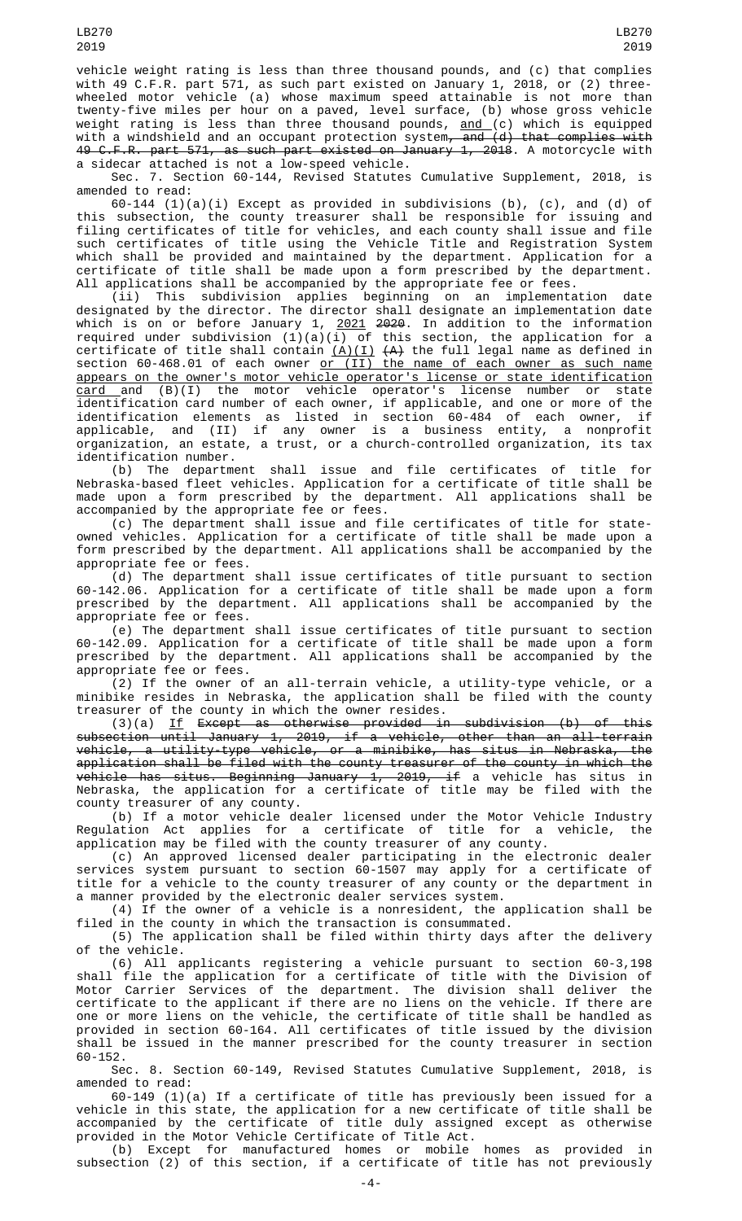vehicle weight rating is less than three thousand pounds, and (c) that complies with 49 C.F.R. part 571, as such part existed on January 1, 2018, or (2) three-wheeled motor vehicle (a) whose maximum speed attainable is not more than twenty-five miles per hour on a paved, level surface, (b) whose gross vehicle weight rating is less than three thousand pounds, and (c) which is equipped with a windshield and an occupant protection system, and (d) that complies with 49 C.F.R. part 571, as such part existed on January 1, 2018. A motorcycle with a sidecar attached is not a low-speed vehicle.

Sec. 7. Section 60-144, Revised Statutes Cumulative Supplement, 2018, is amended to read:

60-144 (1)(a)(i) Except as provided in subdivisions (b), (c), and (d) of this subsection, the county treasurer shall be responsible for issuing and filing certificates of title for vehicles, and each county shall issue and file such certificates of title using the Vehicle Title and Registration System which shall be provided and maintained by the department. Application for a certificate of title shall be made upon a form prescribed by the department. All applications shall be accompanied by the appropriate fee or fees.

(ii) This subdivision applies beginning on an implementation date designated by the director. The director shall designate an implementation date which is on or before January 1, 2021 2020. In addition to the information required under subdivision (1)(a)(i) of this section, the application for a certificate of title shall contain (A)(I) (A) the full legal name as defined in section 60-468.01 of each owner or (II) the name of each owner as such name appears on the owner's motor vehicle operator's license or state identification card and (B)(I) the motor vehicle operator's license number or state identification card number of each owner, if applicable, and one or more of the identification elements as listed in section 60-484 of each owner, if applicable, and (II) if any owner is a business entity, a nonprofit organization, an estate, a trust, or a church-controlled organization, its tax identification number.

(b) The department shall issue and file certificates of title for Nebraska-based fleet vehicles. Application for a certificate of title shall be made upon a form prescribed by the department. All applications shall be accompanied by the appropriate fee or fees.

(c) The department shall issue and file certificates of title for state-owned vehicles. Application for a certificate of title shall be made upon a form prescribed by the department. All applications shall be accompanied by the appropriate fee or fees.

(d) The department shall issue certificates of title pursuant to section 60-142.06. Application for a certificate of title shall be made upon a form prescribed by the department. All applications shall be accompanied by the appropriate fee or fees.

(e) The department shall issue certificates of title pursuant to section 60-142.09. Application for a certificate of title shall be made upon a form prescribed by the department. All applications shall be accompanied by the appropriate fee or fees.

(2) If the owner of an all-terrain vehicle, a utility-type vehicle, or a minibike resides in Nebraska, the application shall be filed with the county treasurer of the county in which the owner resides.

(3)(a) If Except as otherwise provided in subdivision (b) of this subsection until January 1, 2019, if a vehicle, other than an all-terrain vehicle, a utility-type vehicle, or a minibike, has situs in Nebraska, the application shall be filed with the county treasurer of the county in which the vehicle has situs. Beginning January 1, 2019, if a vehicle has situs in Nebraska, the application for a certificate of title may be filed with the county treasurer of any county.

(b) If a motor vehicle dealer licensed under the Motor Vehicle Industry Regulation Act applies for a certificate of title for a vehicle, the application may be filed with the county treasurer of any county.

(c) An approved licensed dealer participating in the electronic dealer services system pursuant to section 60-1507 may apply for a certificate of title for a vehicle to the county treasurer of any county or the department in a manner provided by the electronic dealer services system.

(4) If the owner of a vehicle is a nonresident, the application shall be filed in the county in which the transaction is consummated.

(5) The application shall be filed within thirty days after the delivery of the vehicle.

(6) All applicants registering a vehicle pursuant to section 60-3,198 shall file the application for a certificate of title with the Division of Motor Carrier Services of the department. The division shall deliver the certificate to the applicant if there are no liens on the vehicle. If there are one or more liens on the vehicle, the certificate of title shall be handled as provided in section 60-164. All certificates of title issued by the division shall be issued in the manner prescribed for the county treasurer in section 60-152.

Sec. 8. Section 60-149, Revised Statutes Cumulative Supplement, 2018, is amended to read:

60-149 (1)(a) If a certificate of title has previously been issued for a vehicle in this state, the application for a new certificate of title shall be accompanied by the certificate of title duly assigned except as otherwise provided in the Motor Vehicle Certificate of Title Act.

(b) Except for manufactured homes or mobile homes as provided in subsection (2) of this section, if a certificate of title has not previously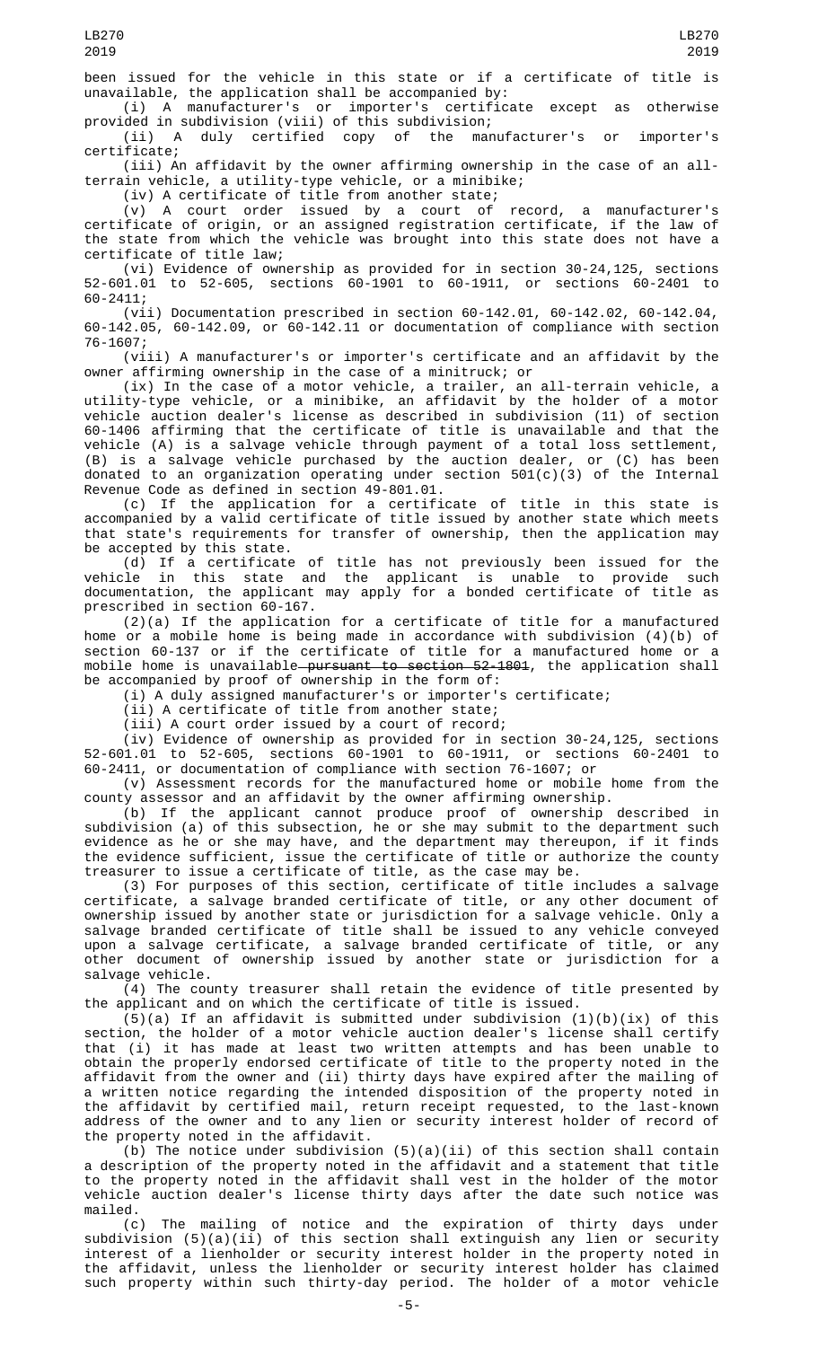been issued for the vehicle in this state or if a certificate of title is unavailable, the application shall be accompanied by:

(i) A manufacturer's or importer's certificate except as otherwise provided in subdivision (viii) of this subdivision;

(ii) A duly certified copy of the manufacturer's or importer's certificate;

(iii) An affidavit by the owner affirming ownership in the case of an all-terrain vehicle, a utility-type vehicle, or a minibike;

(iv) A certificate of title from another state;

(v) A court order issued by a court of record, a manufacturer's certificate of origin, or an assigned registration certificate, if the law of the state from which the vehicle was brought into this state does not have a certificate of title law;

(vi) Evidence of ownership as provided for in section 30-24,125, sections 52-601.01 to 52-605, sections 60-1901 to 60-1911, or sections 60-2401 to 60-2411;

(vii) Documentation prescribed in section 60-142.01, 60-142.02, 60-142.04, 60-142.05, 60-142.09, or 60-142.11 or documentation of compliance with section 76-1607;

(viii) A manufacturer's or importer's certificate and an affidavit by the owner affirming ownership in the case of a minitruck; or

(ix) In the case of a motor vehicle, a trailer, an all-terrain vehicle, a utility-type vehicle, or a minibike, an affidavit by the holder of a motor vehicle auction dealer's license as described in subdivision (11) of section 60-1406 affirming that the certificate of title is unavailable and that the vehicle (A) is a salvage vehicle through payment of a total loss settlement, (B) is a salvage vehicle purchased by the auction dealer, or (C) has been donated to an organization operating under section 501(c)(3) of the Internal Revenue Code as defined in section 49-801.01.

(c) If the application for a certificate of title in this state is accompanied by a valid certificate of title issued by another state which meets that state's requirements for transfer of ownership, then the application may be accepted by this state.

(d) If a certificate of title has not previously been issued for the vehicle in this state and the applicant is unable to provide such documentation, the applicant may apply for a bonded certificate of title as prescribed in section 60-167.

(2)(a) If the application for a certificate of title for a manufactured home or a mobile home is being made in accordance with subdivision (4)(b) of section 60-137 or if the certificate of title for a manufactured home or a mobile home is unavailable ~~pursuant to section 52-1801~~, the application shall be accompanied by proof of ownership in the form of:

(i) A duly assigned manufacturer's or importer's certificate;

(ii) A certificate of title from another state;

(iii) A court order issued by a court of record;

(iv) Evidence of ownership as provided for in section 30-24,125, sections 52-601.01 to 52-605, sections 60-1901 to 60-1911, or sections 60-2401 to 60-2411, or documentation of compliance with section 76-1607; or

(v) Assessment records for the manufactured home or mobile home from the county assessor and an affidavit by the owner affirming ownership.

(b) If the applicant cannot produce proof of ownership described in subdivision (a) of this subsection, he or she may submit to the department such evidence as he or she may have, and the department may thereupon, if it finds the evidence sufficient, issue the certificate of title or authorize the county treasurer to issue a certificate of title, as the case may be.

(3) For purposes of this section, certificate of title includes a salvage certificate, a salvage branded certificate of title, or any other document of ownership issued by another state or jurisdiction for a salvage vehicle. Only a salvage branded certificate of title shall be issued to any vehicle conveyed upon a salvage certificate, a salvage branded certificate of title, or any other document of ownership issued by another state or jurisdiction for a salvage vehicle.

(4) The county treasurer shall retain the evidence of title presented by the applicant and on which the certificate of title is issued.

(5)(a) If an affidavit is submitted under subdivision (1)(b)(ix) of this section, the holder of a motor vehicle auction dealer's license shall certify that (i) it has made at least two written attempts and has been unable to obtain the properly endorsed certificate of title to the property noted in the affidavit from the owner and (ii) thirty days have expired after the mailing of a written notice regarding the intended disposition of the property noted in the affidavit by certified mail, return receipt requested, to the last-known address of the owner and to any lien or security interest holder of record of the property noted in the affidavit.

(b) The notice under subdivision (5)(a)(ii) of this section shall contain a description of the property noted in the affidavit and a statement that title to the property noted in the affidavit shall vest in the holder of the motor vehicle auction dealer's license thirty days after the date such notice was mailed.

(c) The mailing of notice and the expiration of thirty days under subdivision (5)(a)(ii) of this section shall extinguish any lien or security interest of a lienholder or security interest holder in the property noted in the affidavit, unless the lienholder or security interest holder has claimed such property within such thirty-day period. The holder of a motor vehicle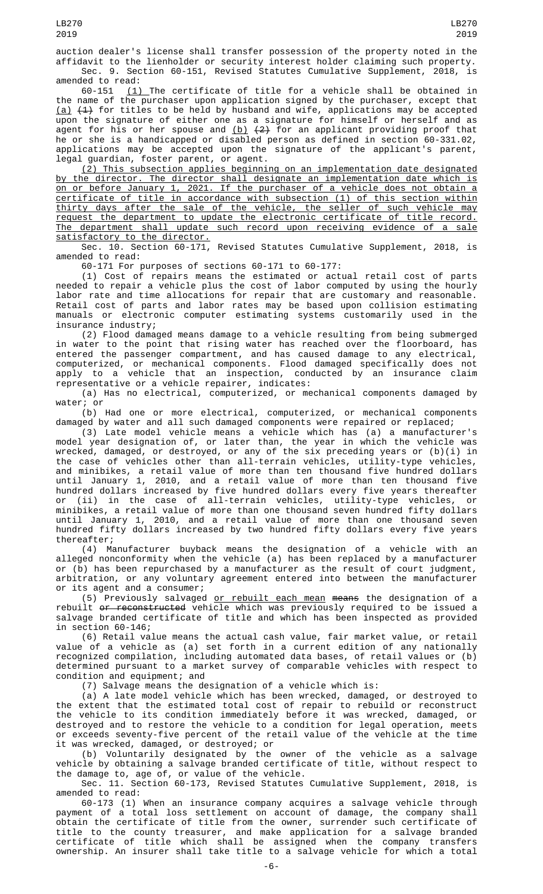auction dealer's license shall transfer possession of the property noted in the affidavit to the lienholder or security interest holder claiming such property.

Sec. 9. Section 60-151, Revised Statutes Cumulative Supplement, 2018, is amended to read:

60-151 (1) The certificate of title for a vehicle shall be obtained in the name of the purchaser upon application signed by the purchaser, except that (a) ~~(1)~~ for titles to be held by husband and wife, applications may be accepted upon the signature of either one as a signature for himself or herself and as agent for his or her spouse and (b) ~~(2)~~ for an applicant providing proof that he or she is a handicapped or disabled person as defined in section 60-331.02, applications may be accepted upon the signature of the applicant's parent, legal guardian, foster parent, or agent.

(2) This subsection applies beginning on an implementation date designated by the director. The director shall designate an implementation date which is on or before January 1, 2021. If the purchaser of a vehicle does not obtain a certificate of title in accordance with subsection (1) of this section within thirty days after the sale of the vehicle, the seller of such vehicle may request the department to update the electronic certificate of title record. The department shall update such record upon receiving evidence of a sale satisfactory to the director.

Sec. 10. Section 60-171, Revised Statutes Cumulative Supplement, 2018, is amended to read:

60-171 For purposes of sections 60-171 to 60-177:

(1) Cost of repairs means the estimated or actual retail cost of parts needed to repair a vehicle plus the cost of labor computed by using the hourly labor rate and time allocations for repair that are customary and reasonable. Retail cost of parts and labor rates may be based upon collision estimating manuals or electronic computer estimating systems customarily used in the insurance industry;

(2) Flood damaged means damage to a vehicle resulting from being submerged in water to the point that rising water has reached over the floorboard, has entered the passenger compartment, and has caused damage to any electrical, computerized, or mechanical components. Flood damaged specifically does not apply to a vehicle that an inspection, conducted by an insurance claim representative or a vehicle repairer, indicates:

(a) Has no electrical, computerized, or mechanical components damaged by water; or

(b) Had one or more electrical, computerized, or mechanical components damaged by water and all such damaged components were repaired or replaced;

(3) Late model vehicle means a vehicle which has (a) a manufacturer's model year designation of, or later than, the year in which the vehicle was wrecked, damaged, or destroyed, or any of the six preceding years or (b)(i) in the case of vehicles other than all-terrain vehicles, utility-type vehicles, and minibikes, a retail value of more than ten thousand five hundred dollars until January 1, 2010, and a retail value of more than ten thousand five hundred dollars increased by five hundred dollars every five years thereafter or (ii) in the case of all-terrain vehicles, utility-type vehicles, or minibikes, a retail value of more than one thousand seven hundred fifty dollars until January 1, 2010, and a retail value of more than one thousand seven hundred fifty dollars increased by two hundred fifty dollars every five years thereafter;

(4) Manufacturer buyback means the designation of a vehicle with an alleged nonconformity when the vehicle (a) has been replaced by a manufacturer or (b) has been repurchased by a manufacturer as the result of court judgment, arbitration, or any voluntary agreement entered into between the manufacturer or its agent and a consumer;

(5) Previously salvaged or rebuilt each mean ~~means~~ the designation of a rebuilt ~~or reconstructed~~ vehicle which was previously required to be issued a salvage branded certificate of title and which has been inspected as provided in section 60-146;

(6) Retail value means the actual cash value, fair market value, or retail value of a vehicle as (a) set forth in a current edition of any nationally recognized compilation, including automated data bases, of retail values or (b) determined pursuant to a market survey of comparable vehicles with respect to condition and equipment; and

(7) Salvage means the designation of a vehicle which is:

(a) A late model vehicle which has been wrecked, damaged, or destroyed to the extent that the estimated total cost of repair to rebuild or reconstruct the vehicle to its condition immediately before it was wrecked, damaged, or destroyed and to restore the vehicle to a condition for legal operation, meets or exceeds seventy-five percent of the retail value of the vehicle at the time it was wrecked, damaged, or destroyed; or

(b) Voluntarily designated by the owner of the vehicle as a salvage vehicle by obtaining a salvage branded certificate of title, without respect to the damage to, age of, or value of the vehicle.

Sec. 11. Section 60-173, Revised Statutes Cumulative Supplement, 2018, is amended to read:

60-173 (1) When an insurance company acquires a salvage vehicle through payment of a total loss settlement on account of damage, the company shall obtain the certificate of title from the owner, surrender such certificate of title to the county treasurer, and make application for a salvage branded certificate of title which shall be assigned when the company transfers ownership. An insurer shall take title to a salvage vehicle for which a total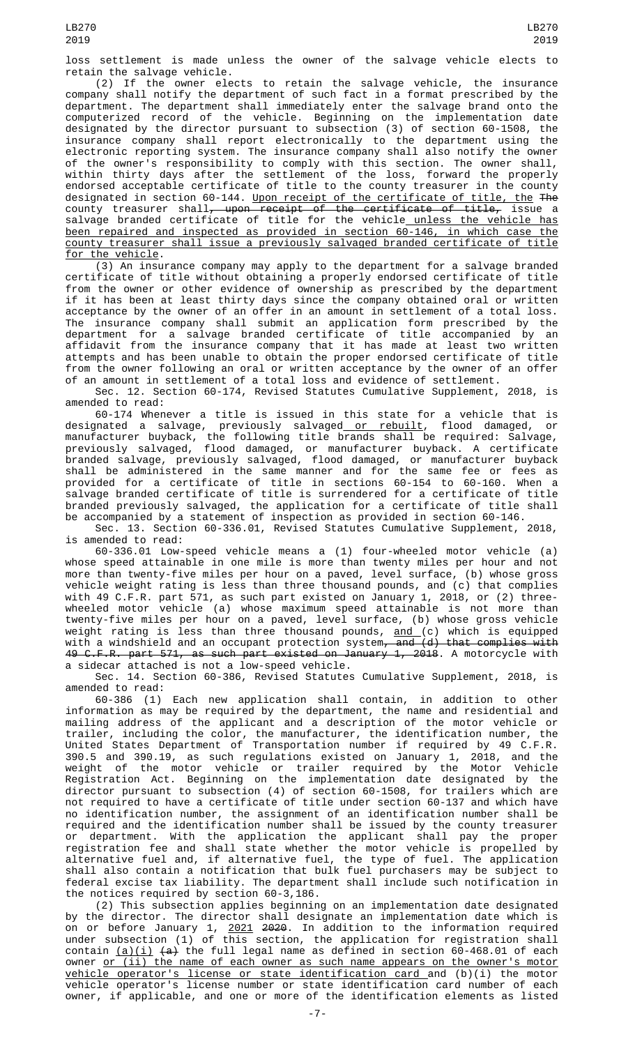loss settlement is made unless the owner of the salvage vehicle elects to retain the salvage vehicle.

(2) If the owner elects to retain the salvage vehicle, the insurance company shall notify the department of such fact in a format prescribed by the department. The department shall immediately enter the salvage brand onto the computerized record of the vehicle. Beginning on the implementation date designated by the director pursuant to subsection (3) of section 60-1508, the insurance company shall report electronically to the department using the electronic reporting system. The insurance company shall also notify the owner of the owner's responsibility to comply with this section. The owner shall, within thirty days after the settlement of the loss, forward the properly endorsed acceptable certificate of title to the county treasurer in the county designated in section 60-144. Upon receipt of the certificate of title, the ~~The~~ county treasurer shall~~, upon receipt of the certificate of title,~~ issue a salvage branded certificate of title for the vehicle unless the vehicle has been repaired and inspected as provided in section 60-146, in which case the county treasurer shall issue a previously salvaged branded certificate of title for the vehicle.

(3) An insurance company may apply to the department for a salvage branded certificate of title without obtaining a properly endorsed certificate of title from the owner or other evidence of ownership as prescribed by the department if it has been at least thirty days since the company obtained oral or written acceptance by the owner of an offer in an amount in settlement of a total loss. The insurance company shall submit an application form prescribed by the department for a salvage branded certificate of title accompanied by an affidavit from the insurance company that it has made at least two written attempts and has been unable to obtain the proper endorsed certificate of title from the owner following an oral or written acceptance by the owner of an offer of an amount in settlement of a total loss and evidence of settlement.

Sec. 12. Section 60-174, Revised Statutes Cumulative Supplement, 2018, is amended to read:

60-174 Whenever a title is issued in this state for a vehicle that is designated a salvage, previously salvaged or rebuilt, flood damaged, or manufacturer buyback, the following title brands shall be required: Salvage, previously salvaged, flood damaged, or manufacturer buyback. A certificate branded salvage, previously salvaged, flood damaged, or manufacturer buyback shall be administered in the same manner and for the same fee or fees as provided for a certificate of title in sections 60-154 to 60-160. When a salvage branded certificate of title is surrendered for a certificate of title branded previously salvaged, the application for a certificate of title shall be accompanied by a statement of inspection as provided in section 60-146.

Sec. 13. Section 60-336.01, Revised Statutes Cumulative Supplement, 2018, is amended to read:

60-336.01 Low-speed vehicle means a (1) four-wheeled motor vehicle (a) whose speed attainable in one mile is more than twenty miles per hour and not more than twenty-five miles per hour on a paved, level surface, (b) whose gross vehicle weight rating is less than three thousand pounds, and (c) that complies with 49 C.F.R. part 571, as such part existed on January 1, 2018, or (2) three-wheeled motor vehicle (a) whose maximum speed attainable is not more than twenty-five miles per hour on a paved, level surface, (b) whose gross vehicle weight rating is less than three thousand pounds, and (c) which is equipped with a windshield and an occupant protection system~~, and (d) that complies with 49 C.F.R. part 571, as such part existed on January 1, 2018~~. A motorcycle with a sidecar attached is not a low-speed vehicle.

Sec. 14. Section 60-386, Revised Statutes Cumulative Supplement, 2018, is amended to read:

60-386 (1) Each new application shall contain, in addition to other information as may be required by the department, the name and residential and mailing address of the applicant and a description of the motor vehicle or trailer, including the color, the manufacturer, the identification number, the United States Department of Transportation number if required by 49 C.F.R. 390.5 and 390.19, as such regulations existed on January 1, 2018, and the weight of the motor vehicle or trailer required by the Motor Vehicle Registration Act. Beginning on the implementation date designated by the director pursuant to subsection (4) of section 60-1508, for trailers which are not required to have a certificate of title under section 60-137 and which have no identification number, the assignment of an identification number shall be required and the identification number shall be issued by the county treasurer or department. With the application the applicant shall pay the proper registration fee and shall state whether the motor vehicle is propelled by alternative fuel and, if alternative fuel, the type of fuel. The application shall also contain a notification that bulk fuel purchasers may be subject to federal excise tax liability. The department shall include such notification in the notices required by section 60-3,186.

(2) This subsection applies beginning on an implementation date designated by the director. The director shall designate an implementation date which is on or before January 1, 2021 ~~2020~~. In addition to the information required under subsection (1) of this section, the application for registration shall contain (a)(i) ~~(a)~~ the full legal name as defined in section 60-468.01 of each owner or (ii) the name of each owner as such name appears on the owner's motor vehicle operator's license or state identification card and (b)(i) the motor vehicle operator's license number or state identification card number of each owner, if applicable, and one or more of the identification elements as listed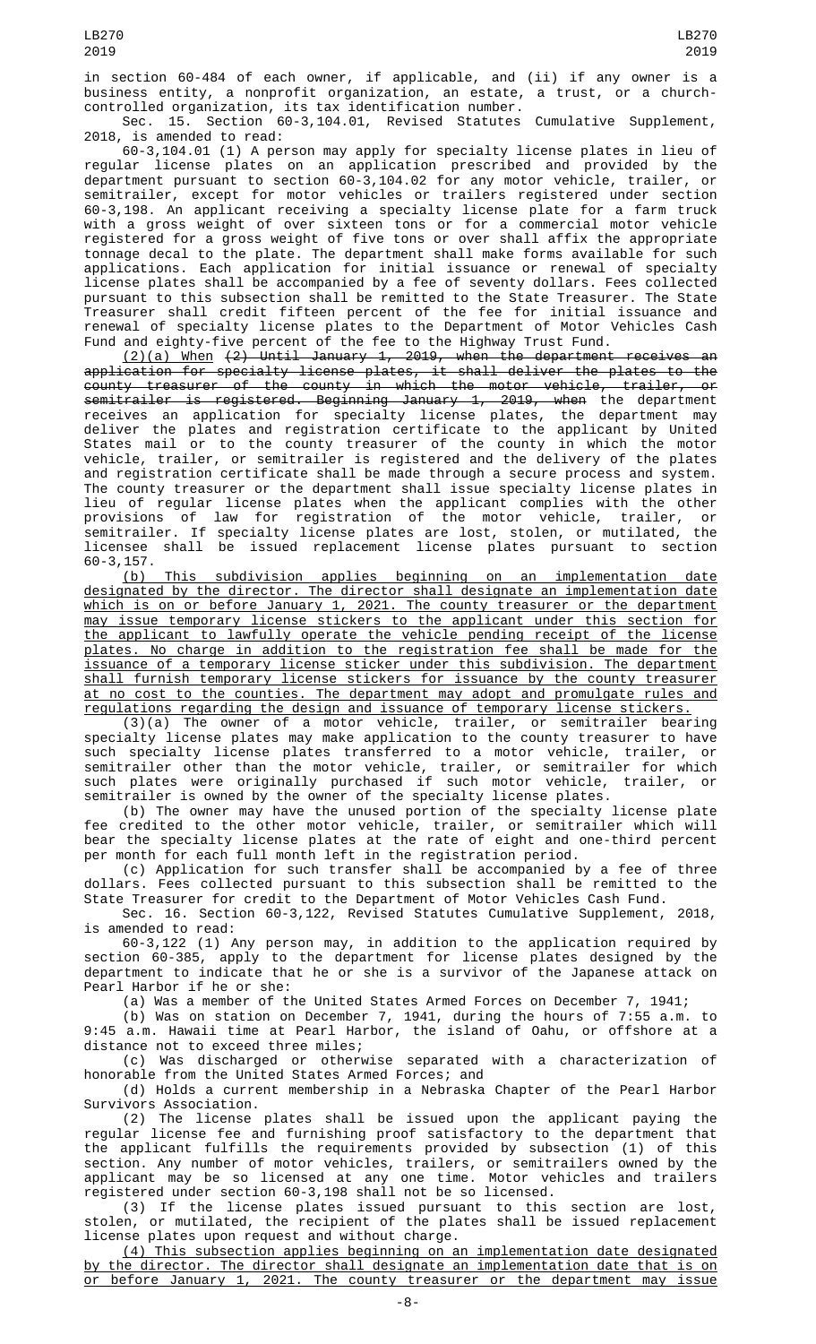in section 60-484 of each owner, if applicable, and (ii) if any owner is a business entity, a nonprofit organization, an estate, a trust, or a church-controlled organization, its tax identification number.

Sec. 15. Section 60-3,104.01, Revised Statutes Cumulative Supplement, 2018, is amended to read:

60-3,104.01 (1) A person may apply for specialty license plates in lieu of regular license plates on an application prescribed and provided by the department pursuant to section 60-3,104.02 for any motor vehicle, trailer, or semitrailer, except for motor vehicles or trailers registered under section 60-3,198. An applicant receiving a specialty license plate for a farm truck with a gross weight of over sixteen tons or for a commercial motor vehicle registered for a gross weight of five tons or over shall affix the appropriate tonnage decal to the plate. The department shall make forms available for such applications. Each application for initial issuance or renewal of specialty license plates shall be accompanied by a fee of seventy dollars. Fees collected pursuant to this subsection shall be remitted to the State Treasurer. The State Treasurer shall credit fifteen percent of the fee for initial issuance and renewal of specialty license plates to the Department of Motor Vehicles Cash Fund and eighty-five percent of the fee to the Highway Trust Fund.

(2)(a) When ~~(2) Until January 1, 2019, when the department receives an application for specialty license plates, it shall deliver the plates to the county treasurer of the county in which the motor vehicle, trailer, or semitrailer is registered. Beginning January 1, 2019, when~~ the department receives an application for specialty license plates, the department may deliver the plates and registration certificate to the applicant by United States mail or to the county treasurer of the county in which the motor vehicle, trailer, or semitrailer is registered and the delivery of the plates and registration certificate shall be made through a secure process and system. The county treasurer or the department shall issue specialty license plates in lieu of regular license plates when the applicant complies with the other provisions of law for registration of the motor vehicle, trailer, or semitrailer. If specialty license plates are lost, stolen, or mutilated, the licensee shall be issued replacement license plates pursuant to section 60-3,157.

(b) This subdivision applies beginning on an implementation date designated by the director. The director shall designate an implementation date which is on or before January 1, 2021. The county treasurer or the department may issue temporary license stickers to the applicant under this section for the applicant to lawfully operate the vehicle pending receipt of the license plates. No charge in addition to the registration fee shall be made for the issuance of a temporary license sticker under this subdivision. The department shall furnish temporary license stickers for issuance by the county treasurer at no cost to the counties. The department may adopt and promulgate rules and regulations regarding the design and issuance of temporary license stickers.

(3)(a) The owner of a motor vehicle, trailer, or semitrailer bearing specialty license plates may make application to the county treasurer to have such specialty license plates transferred to a motor vehicle, trailer, or semitrailer other than the motor vehicle, trailer, or semitrailer for which such plates were originally purchased if such motor vehicle, trailer, or semitrailer is owned by the owner of the specialty license plates.

(b) The owner may have the unused portion of the specialty license plate fee credited to the other motor vehicle, trailer, or semitrailer which will bear the specialty license plates at the rate of eight and one-third percent per month for each full month left in the registration period.

(c) Application for such transfer shall be accompanied by a fee of three dollars. Fees collected pursuant to this subsection shall be remitted to the State Treasurer for credit to the Department of Motor Vehicles Cash Fund.

Sec. 16. Section 60-3,122, Revised Statutes Cumulative Supplement, 2018, is amended to read:

60-3,122 (1) Any person may, in addition to the application required by section 60-385, apply to the department for license plates designed by the department to indicate that he or she is a survivor of the Japanese attack on Pearl Harbor if he or she:

(a) Was a member of the United States Armed Forces on December 7, 1941;

(b) Was on station on December 7, 1941, during the hours of 7:55 a.m. to 9:45 a.m. Hawaii time at Pearl Harbor, the island of Oahu, or offshore at a distance not to exceed three miles;

(c) Was discharged or otherwise separated with a characterization of honorable from the United States Armed Forces; and

(d) Holds a current membership in a Nebraska Chapter of the Pearl Harbor Survivors Association.

(2) The license plates shall be issued upon the applicant paying the regular license fee and furnishing proof satisfactory to the department that the applicant fulfills the requirements provided by subsection (1) of this section. Any number of motor vehicles, trailers, or semitrailers owned by the applicant may be so licensed at any one time. Motor vehicles and trailers registered under section 60-3,198 shall not be so licensed.

(3) If the license plates issued pursuant to this section are lost, stolen, or mutilated, the recipient of the plates shall be issued replacement license plates upon request and without charge.

(4) This subsection applies beginning on an implementation date designated by the director. The director shall designate an implementation date that is on or before January 1, 2021. The county treasurer or the department may issue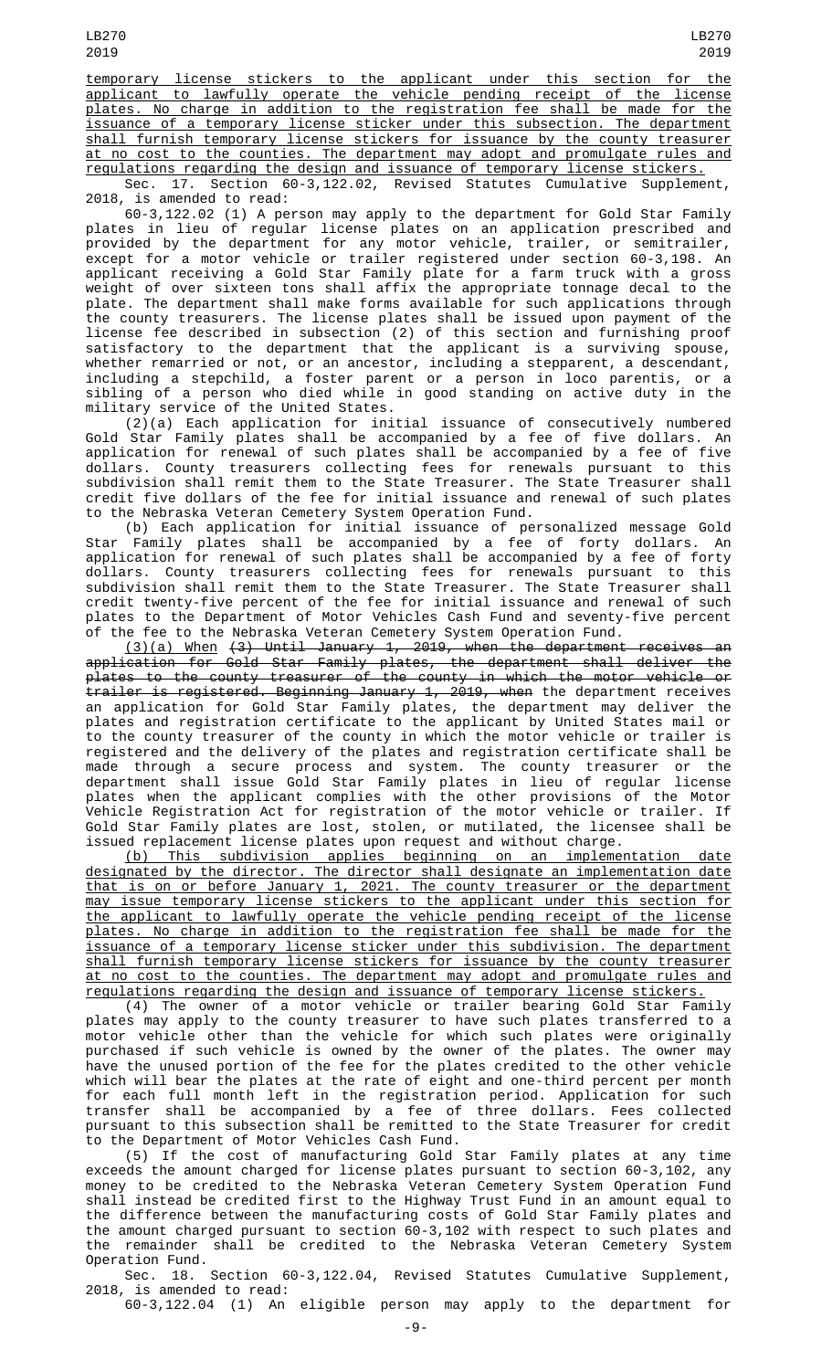temporary license stickers to the applicant under this section for the applicant to lawfully operate the vehicle pending receipt of the license plates. No charge in addition to the registration fee shall be made for the issuance of a temporary license sticker under this subsection. The department shall furnish temporary license stickers for issuance by the county treasurer at no cost to the counties. The department may adopt and promulgate rules and regulations regarding the design and issuance of temporary license stickers.

Sec. 17. Section 60-3,122.02, Revised Statutes Cumulative Supplement, 2018, is amended to read:

60-3,122.02 (1) A person may apply to the department for Gold Star Family plates in lieu of regular license plates on an application prescribed and provided by the department for any motor vehicle, trailer, or semitrailer, except for a motor vehicle or trailer registered under section 60-3,198. An applicant receiving a Gold Star Family plate for a farm truck with a gross weight of over sixteen tons shall affix the appropriate tonnage decal to the plate. The department shall make forms available for such applications through the county treasurers. The license plates shall be issued upon payment of the license fee described in subsection (2) of this section and furnishing proof satisfactory to the department that the applicant is a surviving spouse, whether remarried or not, or an ancestor, including a stepparent, a descendant, including a stepchild, a foster parent or a person in loco parentis, or a sibling of a person who died while in good standing on active duty in the military service of the United States.

(2)(a) Each application for initial issuance of consecutively numbered Gold Star Family plates shall be accompanied by a fee of five dollars. An application for renewal of such plates shall be accompanied by a fee of five dollars. County treasurers collecting fees for renewals pursuant to this subdivision shall remit them to the State Treasurer. The State Treasurer shall credit five dollars of the fee for initial issuance and renewal of such plates to the Nebraska Veteran Cemetery System Operation Fund.

(b) Each application for initial issuance of personalized message Gold Star Family plates shall be accompanied by a fee of forty dollars. An application for renewal of such plates shall be accompanied by a fee of forty dollars. County treasurers collecting fees for renewals pursuant to this subdivision shall remit them to the State Treasurer. The State Treasurer shall credit twenty-five percent of the fee for initial issuance and renewal of such plates to the Department of Motor Vehicles Cash Fund and seventy-five percent of the fee to the Nebraska Veteran Cemetery System Operation Fund.

(3)(a) When ~~(3) Until January 1, 2019, when the department receives an application for Gold Star Family plates, the department shall deliver the plates to the county treasurer of the county in which the motor vehicle or trailer is registered. Beginning January 1, 2019, when~~ the department receives an application for Gold Star Family plates, the department may deliver the plates and registration certificate to the applicant by United States mail or to the county treasurer of the county in which the motor vehicle or trailer is registered and the delivery of the plates and registration certificate shall be made through a secure process and system. The county treasurer or the department shall issue Gold Star Family plates in lieu of regular license plates when the applicant complies with the other provisions of the Motor Vehicle Registration Act for registration of the motor vehicle or trailer. If Gold Star Family plates are lost, stolen, or mutilated, the licensee shall be issued replacement license plates upon request and without charge.

(b) This subdivision applies beginning on an implementation date designated by the director. The director shall designate an implementation date that is on or before January 1, 2021. The county treasurer or the department may issue temporary license stickers to the applicant under this section for the applicant to lawfully operate the vehicle pending receipt of the license plates. No charge in addition to the registration fee shall be made for the issuance of a temporary license sticker under this subdivision. The department shall furnish temporary license stickers for issuance by the county treasurer at no cost to the counties. The department may adopt and promulgate rules and regulations regarding the design and issuance of temporary license stickers.

(4) The owner of a motor vehicle or trailer bearing Gold Star Family plates may apply to the county treasurer to have such plates transferred to a motor vehicle other than the vehicle for which such plates were originally purchased if such vehicle is owned by the owner of the plates. The owner may have the unused portion of the fee for the plates credited to the other vehicle which will bear the plates at the rate of eight and one-third percent per month for each full month left in the registration period. Application for such transfer shall be accompanied by a fee of three dollars. Fees collected pursuant to this subsection shall be remitted to the State Treasurer for credit to the Department of Motor Vehicles Cash Fund.

(5) If the cost of manufacturing Gold Star Family plates at any time exceeds the amount charged for license plates pursuant to section 60-3,102, any money to be credited to the Nebraska Veteran Cemetery System Operation Fund shall instead be credited first to the Highway Trust Fund in an amount equal to the difference between the manufacturing costs of Gold Star Family plates and the amount charged pursuant to section 60-3,102 with respect to such plates and the remainder shall be credited to the Nebraska Veteran Cemetery System Operation Fund.

Sec. 18. Section 60-3,122.04, Revised Statutes Cumulative Supplement, 2018, is amended to read:

60-3,122.04 (1) An eligible person may apply to the department for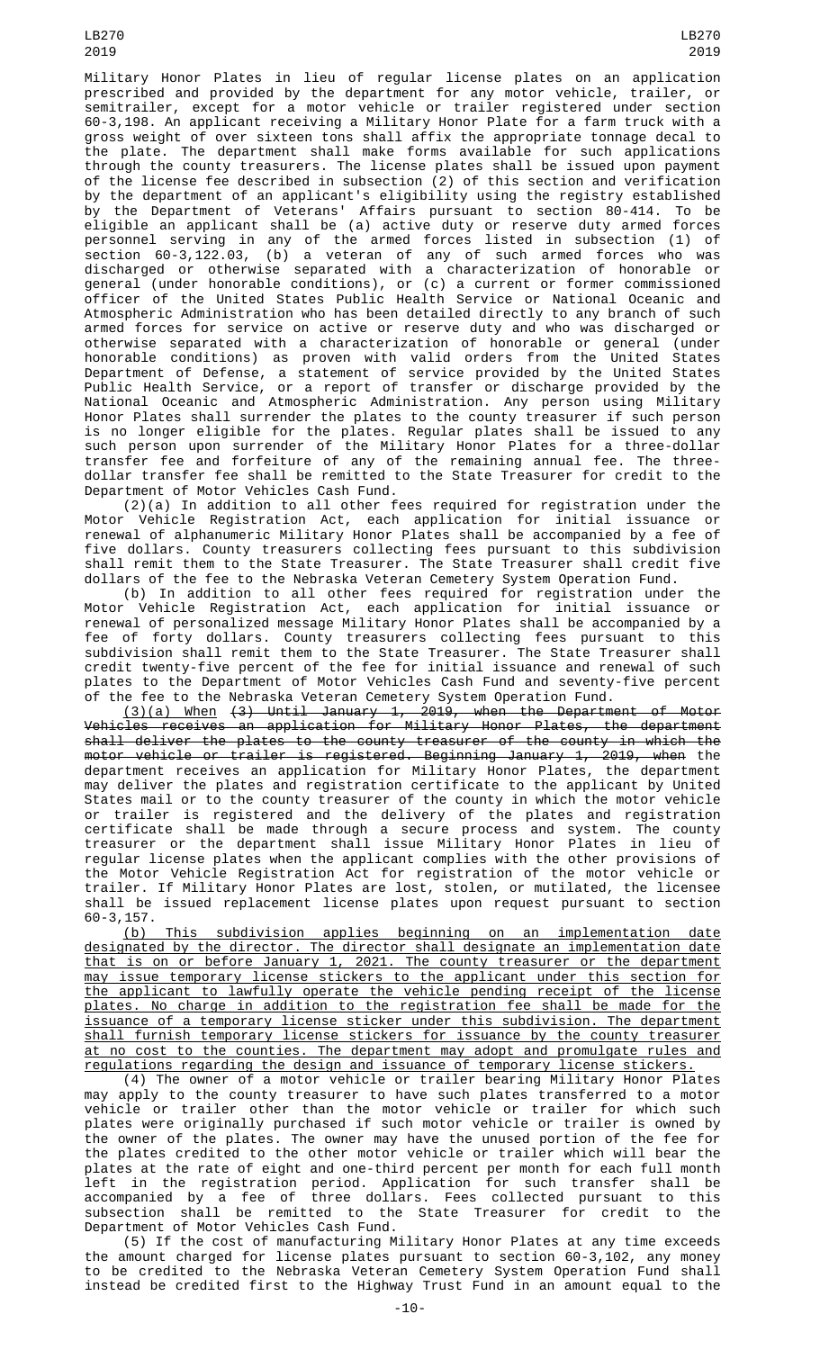Military Honor Plates in lieu of regular license plates on an application prescribed and provided by the department for any motor vehicle, trailer, or semitrailer, except for a motor vehicle or trailer registered under section 60-3,198. An applicant receiving a Military Honor Plate for a farm truck with a gross weight of over sixteen tons shall affix the appropriate tonnage decal to the plate. The department shall make forms available for such applications through the county treasurers. The license plates shall be issued upon payment of the license fee described in subsection (2) of this section and verification by the department of an applicant's eligibility using the registry established by the Department of Veterans' Affairs pursuant to section 80-414. To be eligible an applicant shall be (a) active duty or reserve duty armed forces personnel serving in any of the armed forces listed in subsection (1) of section 60-3,122.03, (b) a veteran of any of such armed forces who was discharged or otherwise separated with a characterization of honorable or general (under honorable conditions), or (c) a current or former commissioned officer of the United States Public Health Service or National Oceanic and Atmospheric Administration who has been detailed directly to any branch of such armed forces for service on active or reserve duty and who was discharged or otherwise separated with a characterization of honorable or general (under honorable conditions) as proven with valid orders from the United States Department of Defense, a statement of service provided by the United States Public Health Service, or a report of transfer or discharge provided by the National Oceanic and Atmospheric Administration. Any person using Military Honor Plates shall surrender the plates to the county treasurer if such person is no longer eligible for the plates. Regular plates shall be issued to any such person upon surrender of the Military Honor Plates for a three-dollar transfer fee and forfeiture of any of the remaining annual fee. The three-dollar transfer fee shall be remitted to the State Treasurer for credit to the Department of Motor Vehicles Cash Fund.

(2)(a) In addition to all other fees required for registration under the Motor Vehicle Registration Act, each application for initial issuance or renewal of alphanumeric Military Honor Plates shall be accompanied by a fee of five dollars. County treasurers collecting fees pursuant to this subdivision shall remit them to the State Treasurer. The State Treasurer shall credit five dollars of the fee to the Nebraska Veteran Cemetery System Operation Fund.

(b) In addition to all other fees required for registration under the Motor Vehicle Registration Act, each application for initial issuance or renewal of personalized message Military Honor Plates shall be accompanied by a fee of forty dollars. County treasurers collecting fees pursuant to this subdivision shall remit them to the State Treasurer. The State Treasurer shall credit twenty-five percent of the fee for initial issuance and renewal of such plates to the Department of Motor Vehicles Cash Fund and seventy-five percent of the fee to the Nebraska Veteran Cemetery System Operation Fund.

(3)(a) When ~~(3) Until January 1, 2019, when the Department of Motor Vehicles receives an application for Military Honor Plates, the department shall deliver the plates to the county treasurer of the county in which the motor vehicle or trailer is registered. Beginning January 1, 2019, when~~ the department receives an application for Military Honor Plates, the department may deliver the plates and registration certificate to the applicant by United States mail or to the county treasurer of the county in which the motor vehicle or trailer is registered and the delivery of the plates and registration certificate shall be made through a secure process and system. The county treasurer or the department shall issue Military Honor Plates in lieu of regular license plates when the applicant complies with the other provisions of the Motor Vehicle Registration Act for registration of the motor vehicle or trailer. If Military Honor Plates are lost, stolen, or mutilated, the licensee shall be issued replacement license plates upon request pursuant to section 60-3,157.

(b) This subdivision applies beginning on an implementation date designated by the director. The director shall designate an implementation date that is on or before January 1, 2021. The county treasurer or the department may issue temporary license stickers to the applicant under this section for the applicant to lawfully operate the vehicle pending receipt of the license plates. No charge in addition to the registration fee shall be made for the issuance of a temporary license sticker under this subdivision. The department shall furnish temporary license stickers for issuance by the county treasurer at no cost to the counties. The department may adopt and promulgate rules and regulations regarding the design and issuance of temporary license stickers.

(4) The owner of a motor vehicle or trailer bearing Military Honor Plates may apply to the county treasurer to have such plates transferred to a motor vehicle or trailer other than the motor vehicle or trailer for which such plates were originally purchased if such motor vehicle or trailer is owned by the owner of the plates. The owner may have the unused portion of the fee for the plates credited to the other motor vehicle or trailer which will bear the plates at the rate of eight and one-third percent per month for each full month left in the registration period. Application for such transfer shall be accompanied by a fee of three dollars. Fees collected pursuant to this subsection shall be remitted to the State Treasurer for credit to the Department of Motor Vehicles Cash Fund.

(5) If the cost of manufacturing Military Honor Plates at any time exceeds the amount charged for license plates pursuant to section 60-3,102, any money to be credited to the Nebraska Veteran Cemetery System Operation Fund shall instead be credited first to the Highway Trust Fund in an amount equal to the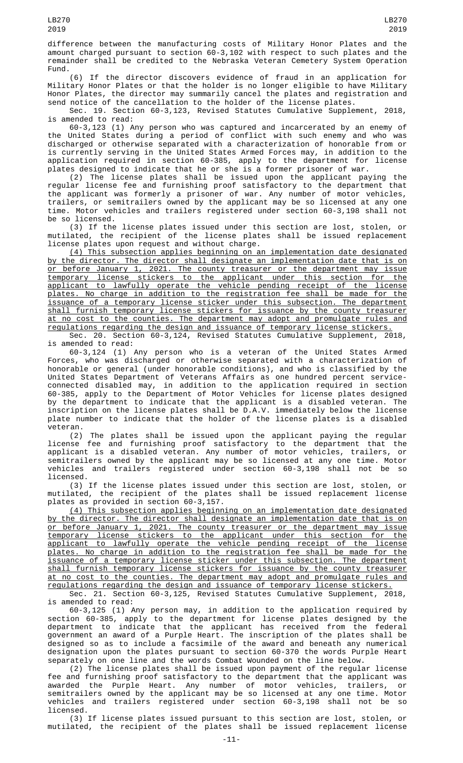difference between the manufacturing costs of Military Honor Plates and the amount charged pursuant to section 60-3,102 with respect to such plates and the remainder shall be credited to the Nebraska Veteran Cemetery System Operation Fund.

(6) If the director discovers evidence of fraud in an application for Military Honor Plates or that the holder is no longer eligible to have Military Honor Plates, the director may summarily cancel the plates and registration and send notice of the cancellation to the holder of the license plates.

Sec. 19. Section 60-3,123, Revised Statutes Cumulative Supplement, 2018, is amended to read:

60-3,123 (1) Any person who was captured and incarcerated by an enemy of the United States during a period of conflict with such enemy and who was discharged or otherwise separated with a characterization of honorable from or is currently serving in the United States Armed Forces may, in addition to the application required in section 60-385, apply to the department for license plates designed to indicate that he or she is a former prisoner of war.

(2) The license plates shall be issued upon the applicant paying the regular license fee and furnishing proof satisfactory to the department that the applicant was formerly a prisoner of war. Any number of motor vehicles, trailers, or semitrailers owned by the applicant may be so licensed at any one time. Motor vehicles and trailers registered under section 60-3,198 shall not be so licensed.

(3) If the license plates issued under this section are lost, stolen, or mutilated, the recipient of the license plates shall be issued replacement license plates upon request and without charge.

(4) This subsection applies beginning on an implementation date designated by the director. The director shall designate an implementation date that is on or before January 1, 2021. The county treasurer or the department may issue temporary license stickers to the applicant under this section for the applicant to lawfully operate the vehicle pending receipt of the license plates. No charge in addition to the registration fee shall be made for the issuance of a temporary license sticker under this subsection. The department shall furnish temporary license stickers for issuance by the county treasurer at no cost to the counties. The department may adopt and promulgate rules and regulations regarding the design and issuance of temporary license stickers.

Sec. 20. Section 60-3,124, Revised Statutes Cumulative Supplement, 2018, is amended to read:

60-3,124 (1) Any person who is a veteran of the United States Armed Forces, who was discharged or otherwise separated with a characterization of honorable or general (under honorable conditions), and who is classified by the United States Department of Veterans Affairs as one hundred percent service-connected disabled may, in addition to the application required in section 60-385, apply to the Department of Motor Vehicles for license plates designed by the department to indicate that the applicant is a disabled veteran. The inscription on the license plates shall be D.A.V. immediately below the license plate number to indicate that the holder of the license plates is a disabled veteran.

(2) The plates shall be issued upon the applicant paying the regular license fee and furnishing proof satisfactory to the department that the applicant is a disabled veteran. Any number of motor vehicles, trailers, or semitrailers owned by the applicant may be so licensed at any one time. Motor vehicles and trailers registered under section 60-3,198 shall not be so licensed.

(3) If the license plates issued under this section are lost, stolen, or mutilated, the recipient of the plates shall be issued replacement license plates as provided in section 60-3,157.

(4) This subsection applies beginning on an implementation date designated by the director. The director shall designate an implementation date that is on or before January 1, 2021. The county treasurer or the department may issue temporary license stickers to the applicant under this section for the applicant to lawfully operate the vehicle pending receipt of the license plates. No charge in addition to the registration fee shall be made for the issuance of a temporary license sticker under this subsection. The department shall furnish temporary license stickers for issuance by the county treasurer at no cost to the counties. The department may adopt and promulgate rules and regulations regarding the design and issuance of temporary license stickers.

Sec. 21. Section 60-3,125, Revised Statutes Cumulative Supplement, 2018, is amended to read:

60-3,125 (1) Any person may, in addition to the application required by section 60-385, apply to the department for license plates designed by the department to indicate that the applicant has received from the federal government an award of a Purple Heart. The inscription of the plates shall be designed so as to include a facsimile of the award and beneath any numerical designation upon the plates pursuant to section 60-370 the words Purple Heart separately on one line and the words Combat Wounded on the line below.

(2) The license plates shall be issued upon payment of the regular license fee and furnishing proof satisfactory to the department that the applicant was awarded the Purple Heart. Any number of motor vehicles, trailers, or semitrailers owned by the applicant may be so licensed at any one time. Motor vehicles and trailers registered under section 60-3,198 shall not be so licensed.

(3) If license plates issued pursuant to this section are lost, stolen, or mutilated, the recipient of the plates shall be issued replacement license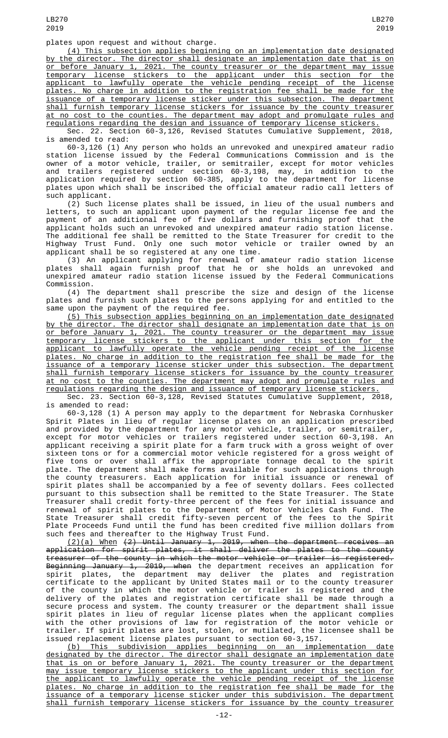plates upon request and without charge.

(4) This subsection applies beginning on an implementation date designated by the director. The director shall designate an implementation date that is on or before January 1, 2021. The county treasurer or the department may issue temporary license stickers to the applicant under this section for the applicant to lawfully operate the vehicle pending receipt of the license plates. No charge in addition to the registration fee shall be made for the issuance of a temporary license sticker under this subsection. The department shall furnish temporary license stickers for issuance by the county treasurer at no cost to the counties. The department may adopt and promulgate rules and regulations regarding the design and issuance of temporary license stickers.

Sec. 22. Section 60-3,126, Revised Statutes Cumulative Supplement, 2018, is amended to read:

60-3,126 (1) Any person who holds an unrevoked and unexpired amateur radio station license issued by the Federal Communications Commission and is the owner of a motor vehicle, trailer, or semitrailer, except for motor vehicles and trailers registered under section 60-3,198, may, in addition to the application required by section 60-385, apply to the department for license plates upon which shall be inscribed the official amateur radio call letters of such applicant.

(2) Such license plates shall be issued, in lieu of the usual numbers and letters, to such an applicant upon payment of the regular license fee and the payment of an additional fee of five dollars and furnishing proof that the applicant holds such an unrevoked and unexpired amateur radio station license. The additional fee shall be remitted to the State Treasurer for credit to the Highway Trust Fund. Only one such motor vehicle or trailer owned by an applicant shall be so registered at any one time.

(3) An applicant applying for renewal of amateur radio station license plates shall again furnish proof that he or she holds an unrevoked and unexpired amateur radio station license issued by the Federal Communications Commission.

(4) The department shall prescribe the size and design of the license plates and furnish such plates to the persons applying for and entitled to the same upon the payment of the required fee.

(5) This subsection applies beginning on an implementation date designated by the director. The director shall designate an implementation date that is on or before January 1, 2021. The county treasurer or the department may issue temporary license stickers to the applicant under this section for the applicant to lawfully operate the vehicle pending receipt of the license plates. No charge in addition to the registration fee shall be made for the issuance of a temporary license sticker under this subsection. The department shall furnish temporary license stickers for issuance by the county treasurer at no cost to the counties. The department may adopt and promulgate rules and regulations regarding the design and issuance of temporary license stickers.

Sec. 23. Section 60-3,128, Revised Statutes Cumulative Supplement, 2018, is amended to read:

60-3,128 (1) A person may apply to the department for Nebraska Cornhusker Spirit Plates in lieu of regular license plates on an application prescribed and provided by the department for any motor vehicle, trailer, or semitrailer, except for motor vehicles or trailers registered under section 60-3,198. An applicant receiving a spirit plate for a farm truck with a gross weight of over sixteen tons or for a commercial motor vehicle registered for a gross weight of five tons or over shall affix the appropriate tonnage decal to the spirit plate. The department shall make forms available for such applications through the county treasurers. Each application for initial issuance or renewal of spirit plates shall be accompanied by a fee of seventy dollars. Fees collected pursuant to this subsection shall be remitted to the State Treasurer. The State Treasurer shall credit forty-three percent of the fees for initial issuance and renewal of spirit plates to the Department of Motor Vehicles Cash Fund. The State Treasurer shall credit fifty-seven percent of the fees to the Spirit Plate Proceeds Fund until the fund has been credited five million dollars from such fees and thereafter to the Highway Trust Fund.

(2)(a) When ~~(2) Until January 1, 2019, when the department receives an application for spirit plates, it shall deliver the plates to the county treasurer of the county in which the motor vehicle or trailer is registered. Beginning January 1, 2019, when~~ the department receives an application for spirit plates, the department may deliver the plates and registration certificate to the applicant by United States mail or to the county treasurer of the county in which the motor vehicle or trailer is registered and the delivery of the plates and registration certificate shall be made through a secure process and system. The county treasurer or the department shall issue spirit plates in lieu of regular license plates when the applicant complies with the other provisions of law for registration of the motor vehicle or trailer. If spirit plates are lost, stolen, or mutilated, the licensee shall be issued replacement license plates pursuant to section 60-3,157.

(b) This subdivision applies beginning on an implementation date designated by the director. The director shall designate an implementation date that is on or before January 1, 2021. The county treasurer or the department may issue temporary license stickers to the applicant under this section for the applicant to lawfully operate the vehicle pending receipt of the license plates. No charge in addition to the registration fee shall be made for the issuance of a temporary license sticker under this subdivision. The department shall furnish temporary license stickers for issuance by the county treasurer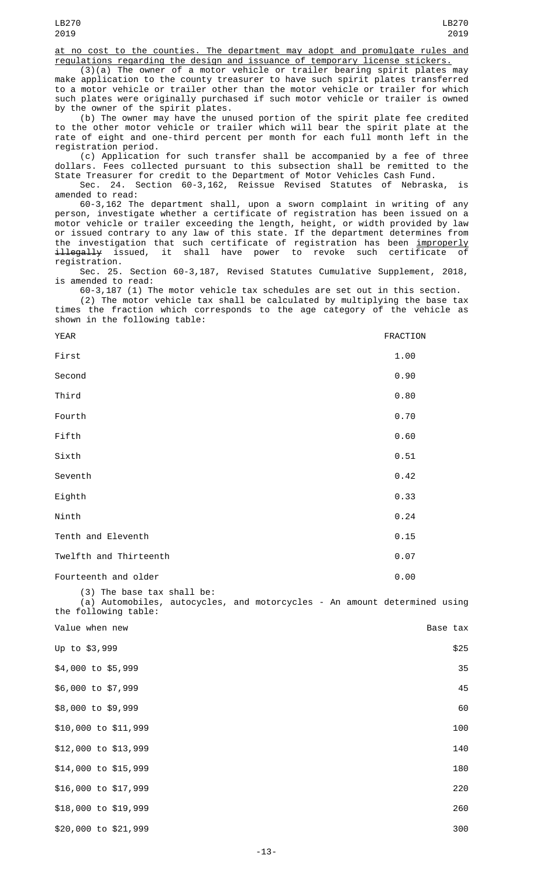at no cost to the counties. The department may adopt and promulgate rules and regulations regarding the design and issuance of temporary license stickers.

(3)(a) The owner of a motor vehicle or trailer bearing spirit plates may make application to the county treasurer to have such spirit plates transferred to a motor vehicle or trailer other than the motor vehicle or trailer for which such plates were originally purchased if such motor vehicle or trailer is owned by the owner of the spirit plates.

(b) The owner may have the unused portion of the spirit plate fee credited to the other motor vehicle or trailer which will bear the spirit plate at the rate of eight and one-third percent per month for each full month left in the registration period.

(c) Application for such transfer shall be accompanied by a fee of three dollars. Fees collected pursuant to this subsection shall be remitted to the State Treasurer for credit to the Department of Motor Vehicles Cash Fund.

Sec. 24. Section 60-3,162, Reissue Revised Statutes of Nebraska, is amended to read:

60-3,162 The department shall, upon a sworn complaint in writing of any person, investigate whether a certificate of registration has been issued on a motor vehicle or trailer exceeding the length, height, or width provided by law or issued contrary to any law of this state. If the department determines from the investigation that such certificate of registration has been improperly ~~illegally~~ issued, it shall have power to revoke such certificate of registration.

Sec. 25. Section 60-3,187, Revised Statutes Cumulative Supplement, 2018, is amended to read:

60-3,187 (1) The motor vehicle tax schedules are set out in this section.

(2) The motor vehicle tax shall be calculated by multiplying the base tax times the fraction which corresponds to the age category of the vehicle as shown in the following table:

| YEAR | FRACTION |
|---|---|
| First | 1.00 |
| Second | 0.90 |
| Third | 0.80 |
| Fourth | 0.70 |
| Fifth | 0.60 |
| Sixth | 0.51 |
| Seventh | 0.42 |
| Eighth | 0.33 |
| Ninth | 0.24 |
| Tenth and Eleventh | 0.15 |
| Twelfth and Thirteenth | 0.07 |
| Fourteenth and older | 0.00 |

(3) The base tax shall be:

(a) Automobiles, autocycles, and motorcycles - An amount determined using the following table:

| Value when new | Base tax |
|---|---|
| Up to $3,999 | $25 |
| $4,000 to $5,999 | 35 |
| $6,000 to $7,999 | 45 |
| $8,000 to $9,999 | 60 |
| $10,000 to $11,999 | 100 |
| $12,000 to $13,999 | 140 |
| $14,000 to $15,999 | 180 |
| $16,000 to $17,999 | 220 |
| $18,000 to $19,999 | 260 |
| $20,000 to $21,999 | 300 |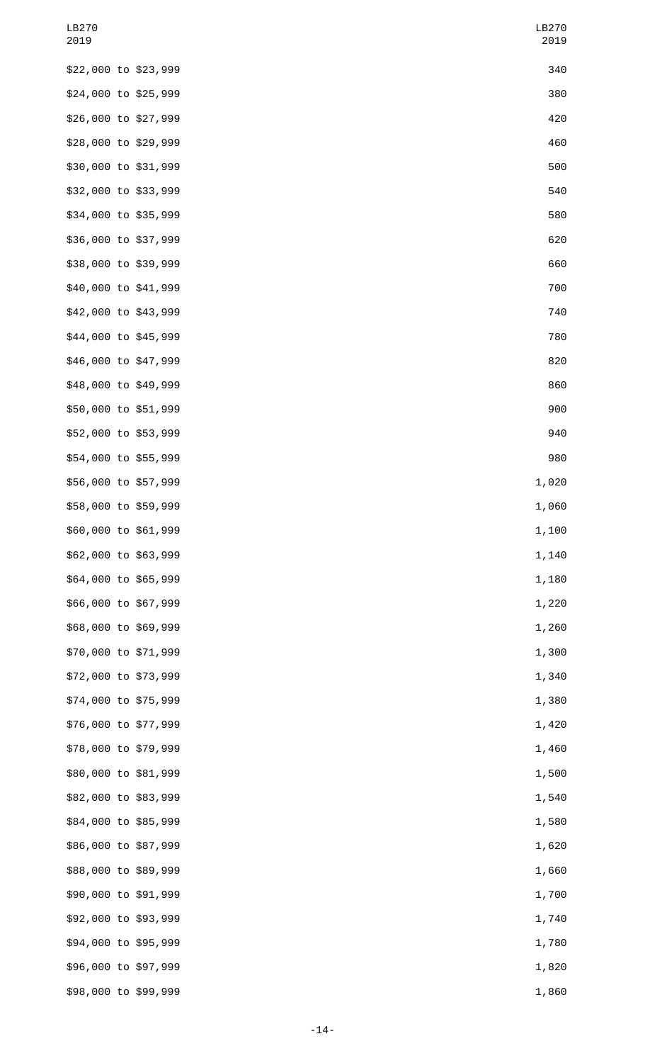| | |
|---|---|
| $22,000 to $23,999 | 340 |
| $24,000 to $25,999 | 380 |
| $26,000 to $27,999 | 420 |
| $28,000 to $29,999 | 460 |
| $30,000 to $31,999 | 500 |
| $32,000 to $33,999 | 540 |
| $34,000 to $35,999 | 580 |
| $36,000 to $37,999 | 620 |
| $38,000 to $39,999 | 660 |
| $40,000 to $41,999 | 700 |
| $42,000 to $43,999 | 740 |
| $44,000 to $45,999 | 780 |
| $46,000 to $47,999 | 820 |
| $48,000 to $49,999 | 860 |
| $50,000 to $51,999 | 900 |
| $52,000 to $53,999 | 940 |
| $54,000 to $55,999 | 980 |
| $56,000 to $57,999 | 1,020 |
| $58,000 to $59,999 | 1,060 |
| $60,000 to $61,999 | 1,100 |
| $62,000 to $63,999 | 1,140 |
| $64,000 to $65,999 | 1,180 |
| $66,000 to $67,999 | 1,220 |
| $68,000 to $69,999 | 1,260 |
| $70,000 to $71,999 | 1,300 |
| $72,000 to $73,999 | 1,340 |
| $74,000 to $75,999 | 1,380 |
| $76,000 to $77,999 | 1,420 |
| $78,000 to $79,999 | 1,460 |
| $80,000 to $81,999 | 1,500 |
| $82,000 to $83,999 | 1,540 |
| $84,000 to $85,999 | 1,580 |
| $86,000 to $87,999 | 1,620 |
| $88,000 to $89,999 | 1,660 |
| $90,000 to $91,999 | 1,700 |
| $92,000 to $93,999 | 1,740 |
| $94,000 to $95,999 | 1,780 |
| $96,000 to $97,999 | 1,820 |
| $98,000 to $99,999 | 1,860 |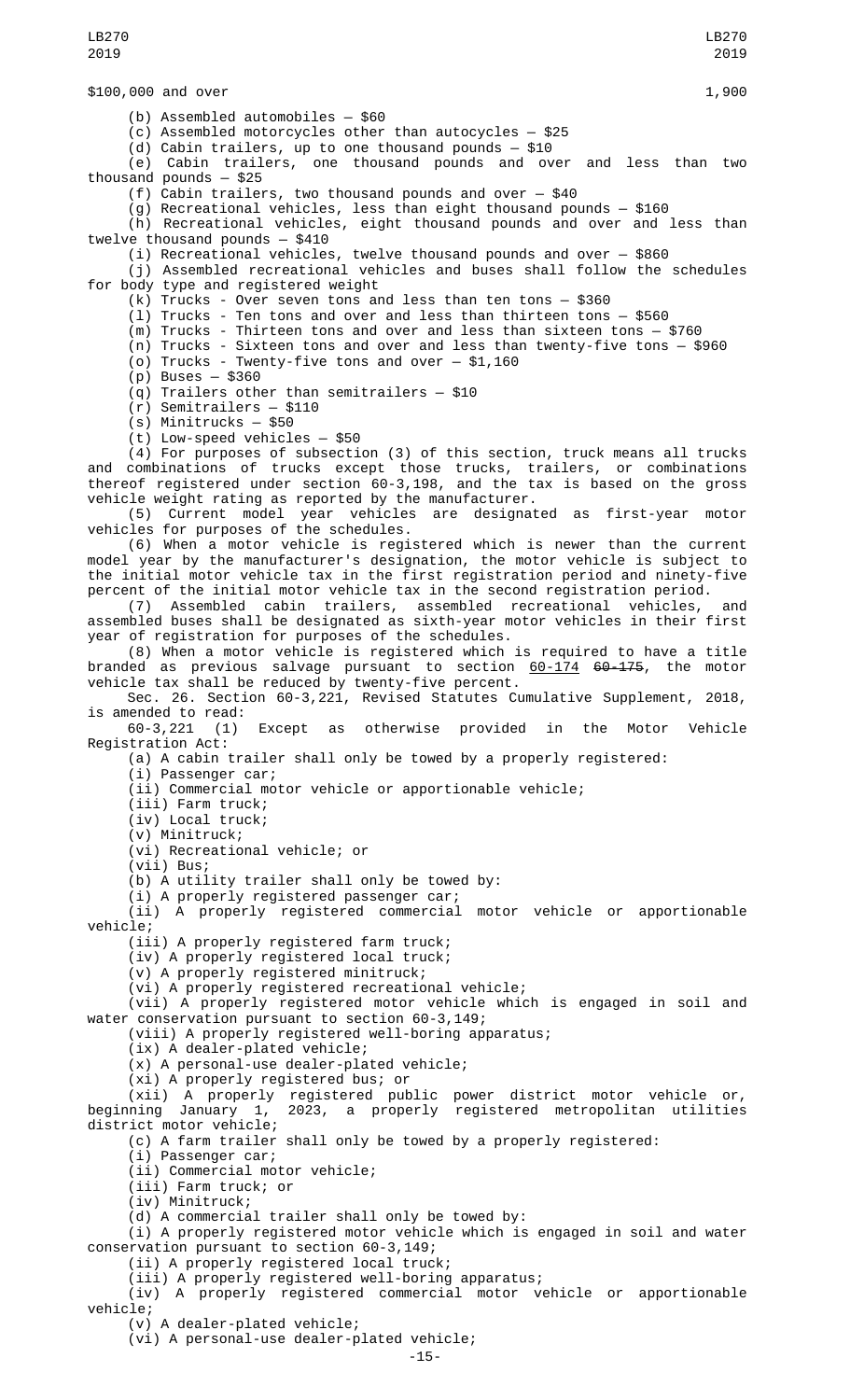$100,000 and over 1,900

(b) Assembled automobiles — $60

(c) Assembled motorcycles other than autocycles — $25

(d) Cabin trailers, up to one thousand pounds — $10

(e) Cabin trailers, one thousand pounds and over and less than two thousand pounds — $25

(f) Cabin trailers, two thousand pounds and over — $40

(g) Recreational vehicles, less than eight thousand pounds — $160

(h) Recreational vehicles, eight thousand pounds and over and less than twelve thousand pounds — $410

(i) Recreational vehicles, twelve thousand pounds and over — $860

(j) Assembled recreational vehicles and buses shall follow the schedules for body type and registered weight

(k) Trucks - Over seven tons and less than ten tons — $360

(l) Trucks - Ten tons and over and less than thirteen tons — $560

(m) Trucks - Thirteen tons and over and less than sixteen tons — $760

(n) Trucks - Sixteen tons and over and less than twenty-five tons — $960

(o) Trucks - Twenty-five tons and over — $1,160

(p) Buses — $360

(q) Trailers other than semitrailers — $10

(r) Semitrailers — $110

(s) Minitrucks — $50

(t) Low-speed vehicles — $50

(4) For purposes of subsection (3) of this section, truck means all trucks and combinations of trucks except those trucks, trailers, or combinations thereof registered under section 60-3,198, and the tax is based on the gross vehicle weight rating as reported by the manufacturer.

(5) Current model year vehicles are designated as first-year motor vehicles for purposes of the schedules.

(6) When a motor vehicle is registered which is newer than the current model year by the manufacturer's designation, the motor vehicle is subject to the initial motor vehicle tax in the first registration period and ninety-five percent of the initial motor vehicle tax in the second registration period.

(7) Assembled cabin trailers, assembled recreational vehicles, and assembled buses shall be designated as sixth-year motor vehicles in their first year of registration for purposes of the schedules.

(8) When a motor vehicle is registered which is required to have a title branded as previous salvage pursuant to section 60-174 ~~60-175~~, the motor vehicle tax shall be reduced by twenty-five percent.

Sec. 26. Section 60-3,221, Revised Statutes Cumulative Supplement, 2018, is amended to read:

60-3,221 (1) Except as otherwise provided in the Motor Vehicle Registration Act:

(a) A cabin trailer shall only be towed by a properly registered:

(i) Passenger car;

(ii) Commercial motor vehicle or apportionable vehicle;

(iii) Farm truck;

(iv) Local truck;

(v) Minitruck;

(vi) Recreational vehicle; or

(vii) Bus;

(b) A utility trailer shall only be towed by:

(i) A properly registered passenger car;

(ii) A properly registered commercial motor vehicle or apportionable vehicle;

(iii) A properly registered farm truck;

(iv) A properly registered local truck;

(v) A properly registered minitruck;

(vi) A properly registered recreational vehicle;

(vii) A properly registered motor vehicle which is engaged in soil and water conservation pursuant to section 60-3,149;

(viii) A properly registered well-boring apparatus;

(ix) A dealer-plated vehicle;

(x) A personal-use dealer-plated vehicle;

(xi) A properly registered bus; or

(xii) A properly registered public power district motor vehicle or, beginning January 1, 2023, a properly registered metropolitan utilities district motor vehicle;

(c) A farm trailer shall only be towed by a properly registered:

(i) Passenger car;

(ii) Commercial motor vehicle;

(iii) Farm truck; or

(iv) Minitruck;

(d) A commercial trailer shall only be towed by:

(i) A properly registered motor vehicle which is engaged in soil and water conservation pursuant to section 60-3,149;

(ii) A properly registered local truck;

(iii) A properly registered well-boring apparatus;

(iv) A properly registered commercial motor vehicle or apportionable vehicle;

(v) A dealer-plated vehicle;

(vi) A personal-use dealer-plated vehicle;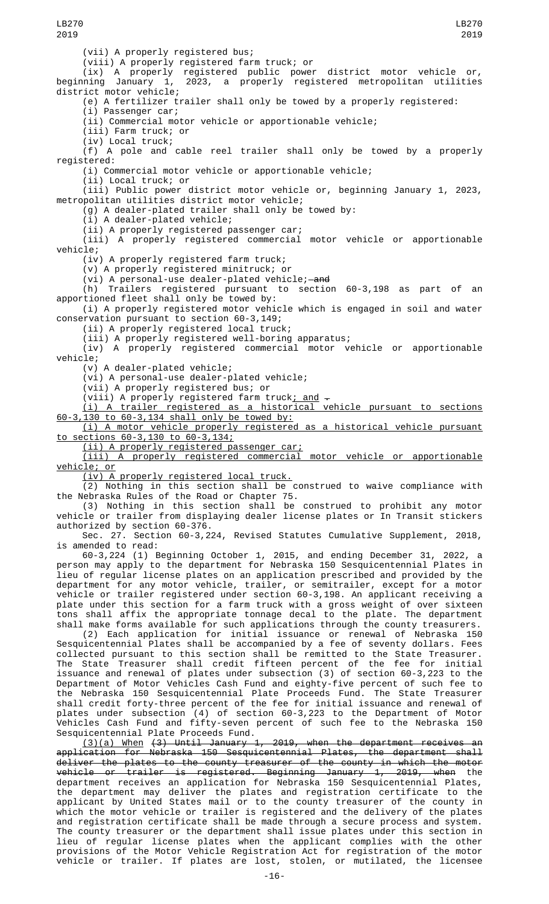(vii) A properly registered bus;

(viii) A properly registered farm truck; or

(ix) A properly registered public power district motor vehicle or, beginning January 1, 2023, a properly registered metropolitan utilities district motor vehicle;

(e) A fertilizer trailer shall only be towed by a properly registered:

(i) Passenger car;

(ii) Commercial motor vehicle or apportionable vehicle;

(iii) Farm truck; or

(iv) Local truck;

(f) A pole and cable reel trailer shall only be towed by a properly registered:

(i) Commercial motor vehicle or apportionable vehicle;

(ii) Local truck; or

(iii) Public power district motor vehicle or, beginning January 1, 2023, metropolitan utilities district motor vehicle;

(g) A dealer-plated trailer shall only be towed by:

(i) A dealer-plated vehicle;

(ii) A properly registered passenger car;

(iii) A properly registered commercial motor vehicle or apportionable vehicle;

(iv) A properly registered farm truck;

(v) A properly registered minitruck; or

(vi) A personal-use dealer-plated vehicle; ~~and~~

(h) Trailers registered pursuant to section 60-3,198 as part of an apportioned fleet shall only be towed by:

(i) A properly registered motor vehicle which is engaged in soil and water conservation pursuant to section 60-3,149;

(ii) A properly registered local truck;

(iii) A properly registered well-boring apparatus;

(iv) A properly registered commercial motor vehicle or apportionable vehicle;

(v) A dealer-plated vehicle;

(vi) A personal-use dealer-plated vehicle;

(vii) A properly registered bus; or

(viii) A properly registered farm truck; and ~~.~~

(i) A trailer registered as a historical vehicle pursuant to sections 60-3,130 to 60-3,134 shall only be towed by:

(i) A motor vehicle properly registered as a historical vehicle pursuant to sections 60-3,130 to 60-3,134;

(ii) A properly registered passenger car;

(iii) A properly registered commercial motor vehicle or apportionable vehicle; or

(iv) A properly registered local truck.

(2) Nothing in this section shall be construed to waive compliance with the Nebraska Rules of the Road or Chapter 75.

(3) Nothing in this section shall be construed to prohibit any motor vehicle or trailer from displaying dealer license plates or In Transit stickers authorized by section 60-376.

Sec. 27. Section 60-3,224, Revised Statutes Cumulative Supplement, 2018, is amended to read:

60-3,224 (1) Beginning October 1, 2015, and ending December 31, 2022, a person may apply to the department for Nebraska 150 Sesquicentennial Plates in lieu of regular license plates on an application prescribed and provided by the department for any motor vehicle, trailer, or semitrailer, except for a motor vehicle or trailer registered under section 60-3,198. An applicant receiving a plate under this section for a farm truck with a gross weight of over sixteen tons shall affix the appropriate tonnage decal to the plate. The department shall make forms available for such applications through the county treasurers.

(2) Each application for initial issuance or renewal of Nebraska 150 Sesquicentennial Plates shall be accompanied by a fee of seventy dollars. Fees collected pursuant to this section shall be remitted to the State Treasurer. The State Treasurer shall credit fifteen percent of the fee for initial issuance and renewal of plates under subsection (3) of section 60-3,223 to the Department of Motor Vehicles Cash Fund and eighty-five percent of such fee to the Nebraska 150 Sesquicentennial Plate Proceeds Fund. The State Treasurer shall credit forty-three percent of the fee for initial issuance and renewal of plates under subsection (4) of section 60-3,223 to the Department of Motor Vehicles Cash Fund and fifty-seven percent of such fee to the Nebraska 150 Sesquicentennial Plate Proceeds Fund.

(3)(a) When ~~(3) Until January 1, 2019, when the department receives an application for Nebraska 150 Sesquicentennial Plates, the department shall deliver the plates to the county treasurer of the county in which the motor vehicle or trailer is registered. Beginning January 1, 2019, when~~ the department receives an application for Nebraska 150 Sesquicentennial Plates, the department may deliver the plates and registration certificate to the applicant by United States mail or to the county treasurer of the county in which the motor vehicle or trailer is registered and the delivery of the plates and registration certificate shall be made through a secure process and system. The county treasurer or the department shall issue plates under this section in lieu of regular license plates when the applicant complies with the other provisions of the Motor Vehicle Registration Act for registration of the motor vehicle or trailer. If plates are lost, stolen, or mutilated, the licensee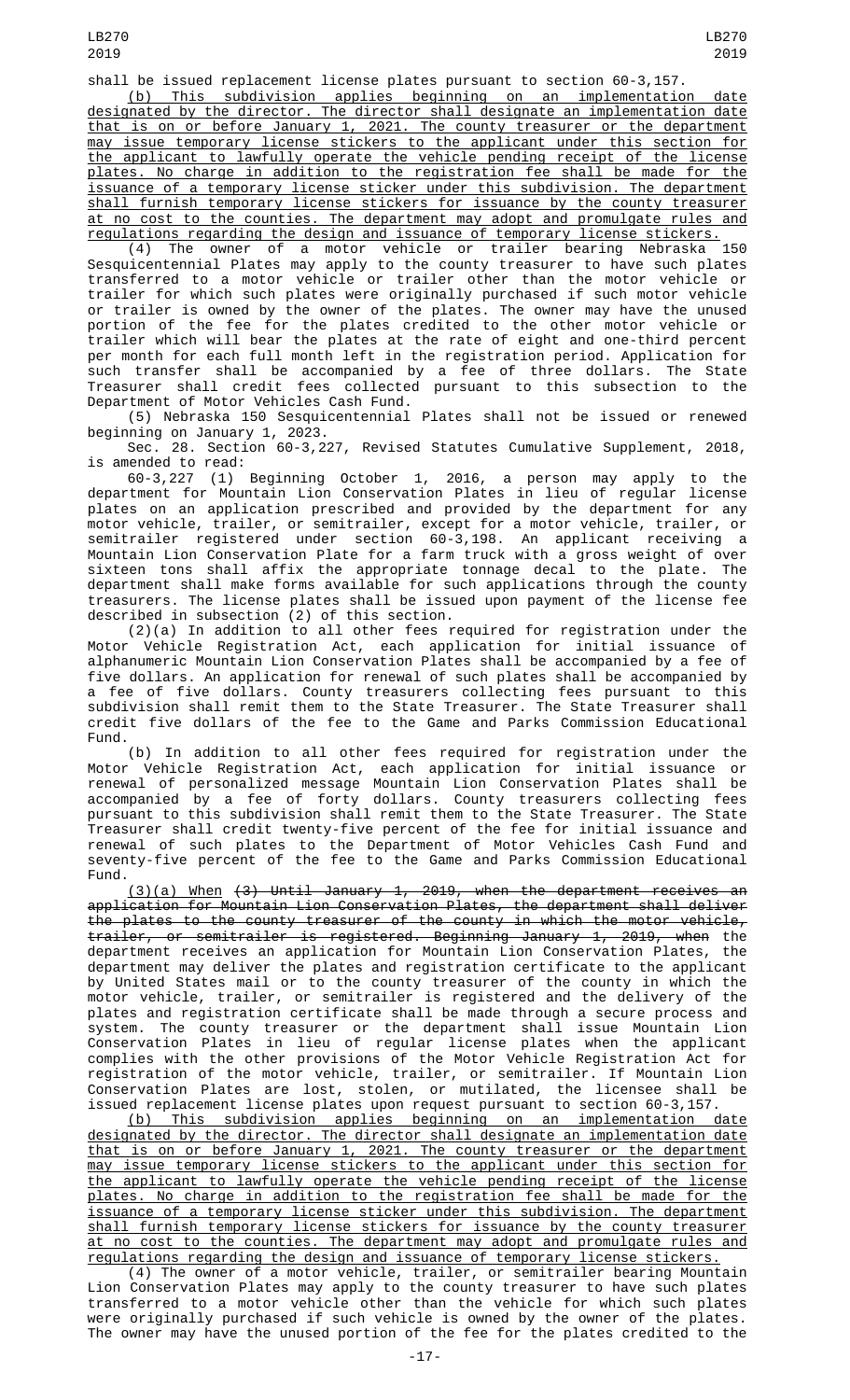shall be issued replacement license plates pursuant to section 60-3,157.

(b) This subdivision applies beginning on an implementation date designated by the director. The director shall designate an implementation date that is on or before January 1, 2021. The county treasurer or the department may issue temporary license stickers to the applicant under this section for the applicant to lawfully operate the vehicle pending receipt of the license plates. No charge in addition to the registration fee shall be made for the issuance of a temporary license sticker under this subdivision. The department shall furnish temporary license stickers for issuance by the county treasurer at no cost to the counties. The department may adopt and promulgate rules and regulations regarding the design and issuance of temporary license stickers.

(4) The owner of a motor vehicle or trailer bearing Nebraska 150 Sesquicentennial Plates may apply to the county treasurer to have such plates transferred to a motor vehicle or trailer other than the motor vehicle or trailer for which such plates were originally purchased if such motor vehicle or trailer is owned by the owner of the plates. The owner may have the unused portion of the fee for the plates credited to the other motor vehicle or trailer which will bear the plates at the rate of eight and one-third percent per month for each full month left in the registration period. Application for such transfer shall be accompanied by a fee of three dollars. The State Treasurer shall credit fees collected pursuant to this subsection to the Department of Motor Vehicles Cash Fund.

(5) Nebraska 150 Sesquicentennial Plates shall not be issued or renewed beginning on January 1, 2023.

Sec. 28. Section 60-3,227, Revised Statutes Cumulative Supplement, 2018, is amended to read:

60-3,227 (1) Beginning October 1, 2016, a person may apply to the department for Mountain Lion Conservation Plates in lieu of regular license plates on an application prescribed and provided by the department for any motor vehicle, trailer, or semitrailer, except for a motor vehicle, trailer, or semitrailer registered under section 60-3,198. An applicant receiving a Mountain Lion Conservation Plate for a farm truck with a gross weight of over sixteen tons shall affix the appropriate tonnage decal to the plate. The department shall make forms available for such applications through the county treasurers. The license plates shall be issued upon payment of the license fee described in subsection (2) of this section.

(2)(a) In addition to all other fees required for registration under the Motor Vehicle Registration Act, each application for initial issuance of alphanumeric Mountain Lion Conservation Plates shall be accompanied by a fee of five dollars. An application for renewal of such plates shall be accompanied by a fee of five dollars. County treasurers collecting fees pursuant to this subdivision shall remit them to the State Treasurer. The State Treasurer shall credit five dollars of the fee to the Game and Parks Commission Educational Fund.

(b) In addition to all other fees required for registration under the Motor Vehicle Registration Act, each application for initial issuance or renewal of personalized message Mountain Lion Conservation Plates shall be accompanied by a fee of forty dollars. County treasurers collecting fees pursuant to this subdivision shall remit them to the State Treasurer. The State Treasurer shall credit twenty-five percent of the fee for initial issuance and renewal of such plates to the Department of Motor Vehicles Cash Fund and seventy-five percent of the fee to the Game and Parks Commission Educational Fund.

(3)(a) When ~~(3) Until January 1, 2019, when the department receives an application for Mountain Lion Conservation Plates, the department shall deliver the plates to the county treasurer of the county in which the motor vehicle, trailer, or semitrailer is registered. Beginning January 1, 2019, when~~ the department receives an application for Mountain Lion Conservation Plates, the department may deliver the plates and registration certificate to the applicant by United States mail or to the county treasurer of the county in which the motor vehicle, trailer, or semitrailer is registered and the delivery of the plates and registration certificate shall be made through a secure process and system. The county treasurer or the department shall issue Mountain Lion Conservation Plates in lieu of regular license plates when the applicant complies with the other provisions of the Motor Vehicle Registration Act for registration of the motor vehicle, trailer, or semitrailer. If Mountain Lion Conservation Plates are lost, stolen, or mutilated, the licensee shall be issued replacement license plates upon request pursuant to section 60-3,157.

(b) This subdivision applies beginning on an implementation date designated by the director. The director shall designate an implementation date that is on or before January 1, 2021. The county treasurer or the department may issue temporary license stickers to the applicant under this section for the applicant to lawfully operate the vehicle pending receipt of the license plates. No charge in addition to the registration fee shall be made for the issuance of a temporary license sticker under this subdivision. The department shall furnish temporary license stickers for issuance by the county treasurer at no cost to the counties. The department may adopt and promulgate rules and regulations regarding the design and issuance of temporary license stickers.

(4) The owner of a motor vehicle, trailer, or semitrailer bearing Mountain Lion Conservation Plates may apply to the county treasurer to have such plates transferred to a motor vehicle other than the vehicle for which such plates were originally purchased if such vehicle is owned by the owner of the plates. The owner may have the unused portion of the fee for the plates credited to the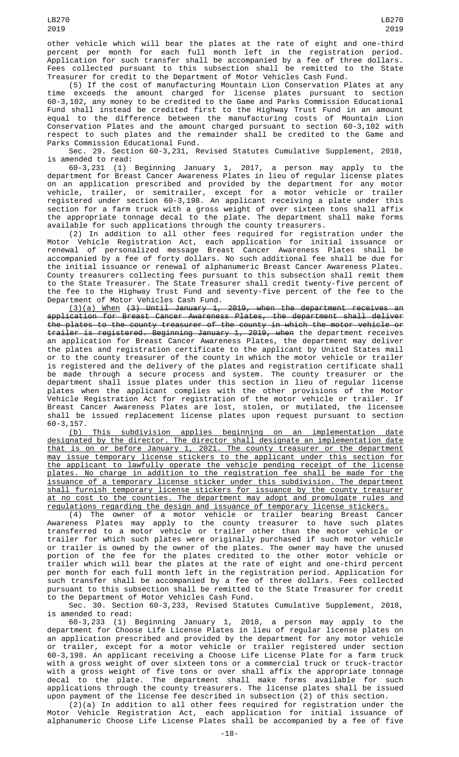other vehicle which will bear the plates at the rate of eight and one-third percent per month for each full month left in the registration period. Application for such transfer shall be accompanied by a fee of three dollars. Fees collected pursuant to this subsection shall be remitted to the State Treasurer for credit to the Department of Motor Vehicles Cash Fund.

(5) If the cost of manufacturing Mountain Lion Conservation Plates at any time exceeds the amount charged for license plates pursuant to section 60-3,102, any money to be credited to the Game and Parks Commission Educational Fund shall instead be credited first to the Highway Trust Fund in an amount equal to the difference between the manufacturing costs of Mountain Lion Conservation Plates and the amount charged pursuant to section 60-3,102 with respect to such plates and the remainder shall be credited to the Game and Parks Commission Educational Fund.

Sec. 29. Section 60-3,231, Revised Statutes Cumulative Supplement, 2018, is amended to read:

60-3,231 (1) Beginning January 1, 2017, a person may apply to the department for Breast Cancer Awareness Plates in lieu of regular license plates on an application prescribed and provided by the department for any motor vehicle, trailer, or semitrailer, except for a motor vehicle or trailer registered under section 60-3,198. An applicant receiving a plate under this section for a farm truck with a gross weight of over sixteen tons shall affix the appropriate tonnage decal to the plate. The department shall make forms available for such applications through the county treasurers.

(2) In addition to all other fees required for registration under the Motor Vehicle Registration Act, each application for initial issuance or renewal of personalized message Breast Cancer Awareness Plates shall be accompanied by a fee of forty dollars. No such additional fee shall be due for the initial issuance or renewal of alphanumeric Breast Cancer Awareness Plates. County treasurers collecting fees pursuant to this subsection shall remit them to the State Treasurer. The State Treasurer shall credit twenty-five percent of the fee to the Highway Trust Fund and seventy-five percent of the fee to the Department of Motor Vehicles Cash Fund.

(3)(a) When ~~(3) Until January 1, 2019, when the department receives an application for Breast Cancer Awareness Plates, the department shall deliver the plates to the county treasurer of the county in which the motor vehicle or trailer is registered. Beginning January 1, 2019, when~~ the department receives an application for Breast Cancer Awareness Plates, the department may deliver the plates and registration certificate to the applicant by United States mail or to the county treasurer of the county in which the motor vehicle or trailer is registered and the delivery of the plates and registration certificate shall be made through a secure process and system. The county treasurer or the department shall issue plates under this section in lieu of regular license plates when the applicant complies with the other provisions of the Motor Vehicle Registration Act for registration of the motor vehicle or trailer. If Breast Cancer Awareness Plates are lost, stolen, or mutilated, the licensee shall be issued replacement license plates upon request pursuant to section 60-3,157.

(b) This subdivision applies beginning on an implementation date designated by the director. The director shall designate an implementation date that is on or before January 1, 2021. The county treasurer or the department may issue temporary license stickers to the applicant under this section for the applicant to lawfully operate the vehicle pending receipt of the license plates. No charge in addition to the registration fee shall be made for the issuance of a temporary license sticker under this subdivision. The department shall furnish temporary license stickers for issuance by the county treasurer at no cost to the counties. The department may adopt and promulgate rules and regulations regarding the design and issuance of temporary license stickers.

(4) The owner of a motor vehicle or trailer bearing Breast Cancer Awareness Plates may apply to the county treasurer to have such plates transferred to a motor vehicle or trailer other than the motor vehicle or trailer for which such plates were originally purchased if such motor vehicle or trailer is owned by the owner of the plates. The owner may have the unused portion of the fee for the plates credited to the other motor vehicle or trailer which will bear the plates at the rate of eight and one-third percent per month for each full month left in the registration period. Application for such transfer shall be accompanied by a fee of three dollars. Fees collected pursuant to this subsection shall be remitted to the State Treasurer for credit to the Department of Motor Vehicles Cash Fund.

Sec. 30. Section 60-3,233, Revised Statutes Cumulative Supplement, 2018, is amended to read:

60-3,233 (1) Beginning January 1, 2018, a person may apply to the department for Choose Life License Plates in lieu of regular license plates on an application prescribed and provided by the department for any motor vehicle or trailer, except for a motor vehicle or trailer registered under section 60-3,198. An applicant receiving a Choose Life License Plate for a farm truck with a gross weight of over sixteen tons or a commercial truck or truck-tractor with a gross weight of five tons or over shall affix the appropriate tonnage decal to the plate. The department shall make forms available for such applications through the county treasurers. The license plates shall be issued upon payment of the license fee described in subsection (2) of this section.

(2)(a) In addition to all other fees required for registration under the Motor Vehicle Registration Act, each application for initial issuance of alphanumeric Choose Life License Plates shall be accompanied by a fee of five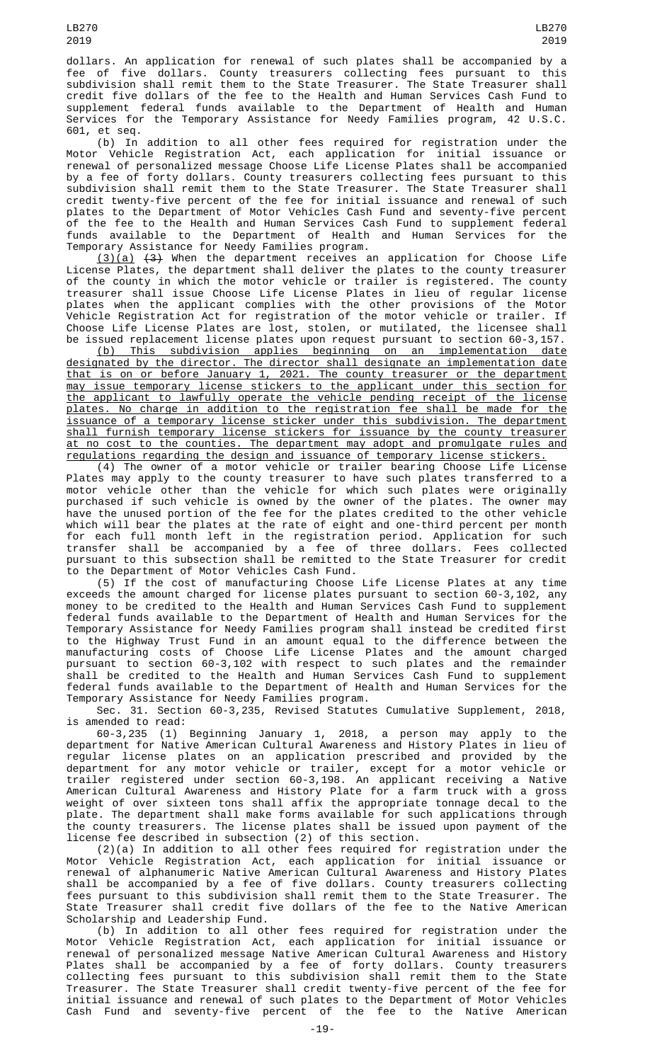dollars. An application for renewal of such plates shall be accompanied by a fee of five dollars. County treasurers collecting fees pursuant to this subdivision shall remit them to the State Treasurer. The State Treasurer shall credit five dollars of the fee to the Health and Human Services Cash Fund to supplement federal funds available to the Department of Health and Human Services for the Temporary Assistance for Needy Families program, 42 U.S.C. 601, et seq.

(b) In addition to all other fees required for registration under the Motor Vehicle Registration Act, each application for initial issuance or renewal of personalized message Choose Life License Plates shall be accompanied by a fee of forty dollars. County treasurers collecting fees pursuant to this subdivision shall remit them to the State Treasurer. The State Treasurer shall credit twenty-five percent of the fee for initial issuance and renewal of such plates to the Department of Motor Vehicles Cash Fund and seventy-five percent of the fee to the Health and Human Services Cash Fund to supplement federal funds available to the Department of Health and Human Services for the Temporary Assistance for Needy Families program.

(3)(a) ~~(3)~~ When the department receives an application for Choose Life License Plates, the department shall deliver the plates to the county treasurer of the county in which the motor vehicle or trailer is registered. The county treasurer shall issue Choose Life License Plates in lieu of regular license plates when the applicant complies with the other provisions of the Motor Vehicle Registration Act for registration of the motor vehicle or trailer. If Choose Life License Plates are lost, stolen, or mutilated, the licensee shall be issued replacement license plates upon request pursuant to section 60-3,157.

(b) This subdivision applies beginning on an implementation date designated by the director. The director shall designate an implementation date that is on or before January 1, 2021. The county treasurer or the department may issue temporary license stickers to the applicant under this section for the applicant to lawfully operate the vehicle pending receipt of the license plates. No charge in addition to the registration fee shall be made for the issuance of a temporary license sticker under this subdivision. The department shall furnish temporary license stickers for issuance by the county treasurer at no cost to the counties. The department may adopt and promulgate rules and regulations regarding the design and issuance of temporary license stickers.

(4) The owner of a motor vehicle or trailer bearing Choose Life License Plates may apply to the county treasurer to have such plates transferred to a motor vehicle other than the vehicle for which such plates were originally purchased if such vehicle is owned by the owner of the plates. The owner may have the unused portion of the fee for the plates credited to the other vehicle which will bear the plates at the rate of eight and one-third percent per month for each full month left in the registration period. Application for such transfer shall be accompanied by a fee of three dollars. Fees collected pursuant to this subsection shall be remitted to the State Treasurer for credit to the Department of Motor Vehicles Cash Fund.

(5) If the cost of manufacturing Choose Life License Plates at any time exceeds the amount charged for license plates pursuant to section 60-3,102, any money to be credited to the Health and Human Services Cash Fund to supplement federal funds available to the Department of Health and Human Services for the Temporary Assistance for Needy Families program shall instead be credited first to the Highway Trust Fund in an amount equal to the difference between the manufacturing costs of Choose Life License Plates and the amount charged pursuant to section 60-3,102 with respect to such plates and the remainder shall be credited to the Health and Human Services Cash Fund to supplement federal funds available to the Department of Health and Human Services for the Temporary Assistance for Needy Families program.

Sec. 31. Section 60-3,235, Revised Statutes Cumulative Supplement, 2018, is amended to read:

60-3,235 (1) Beginning January 1, 2018, a person may apply to the department for Native American Cultural Awareness and History Plates in lieu of regular license plates on an application prescribed and provided by the department for any motor vehicle or trailer, except for a motor vehicle or trailer registered under section 60-3,198. An applicant receiving a Native American Cultural Awareness and History Plate for a farm truck with a gross weight of over sixteen tons shall affix the appropriate tonnage decal to the plate. The department shall make forms available for such applications through the county treasurers. The license plates shall be issued upon payment of the license fee described in subsection (2) of this section.

(2)(a) In addition to all other fees required for registration under the Motor Vehicle Registration Act, each application for initial issuance or renewal of alphanumeric Native American Cultural Awareness and History Plates shall be accompanied by a fee of five dollars. County treasurers collecting fees pursuant to this subdivision shall remit them to the State Treasurer. The State Treasurer shall credit five dollars of the fee to the Native American Scholarship and Leadership Fund.

(b) In addition to all other fees required for registration under the Motor Vehicle Registration Act, each application for initial issuance or renewal of personalized message Native American Cultural Awareness and History Plates shall be accompanied by a fee of forty dollars. County treasurers collecting fees pursuant to this subdivision shall remit them to the State Treasurer. The State Treasurer shall credit twenty-five percent of the fee for initial issuance and renewal of such plates to the Department of Motor Vehicles Cash Fund and seventy-five percent of the fee to the Native American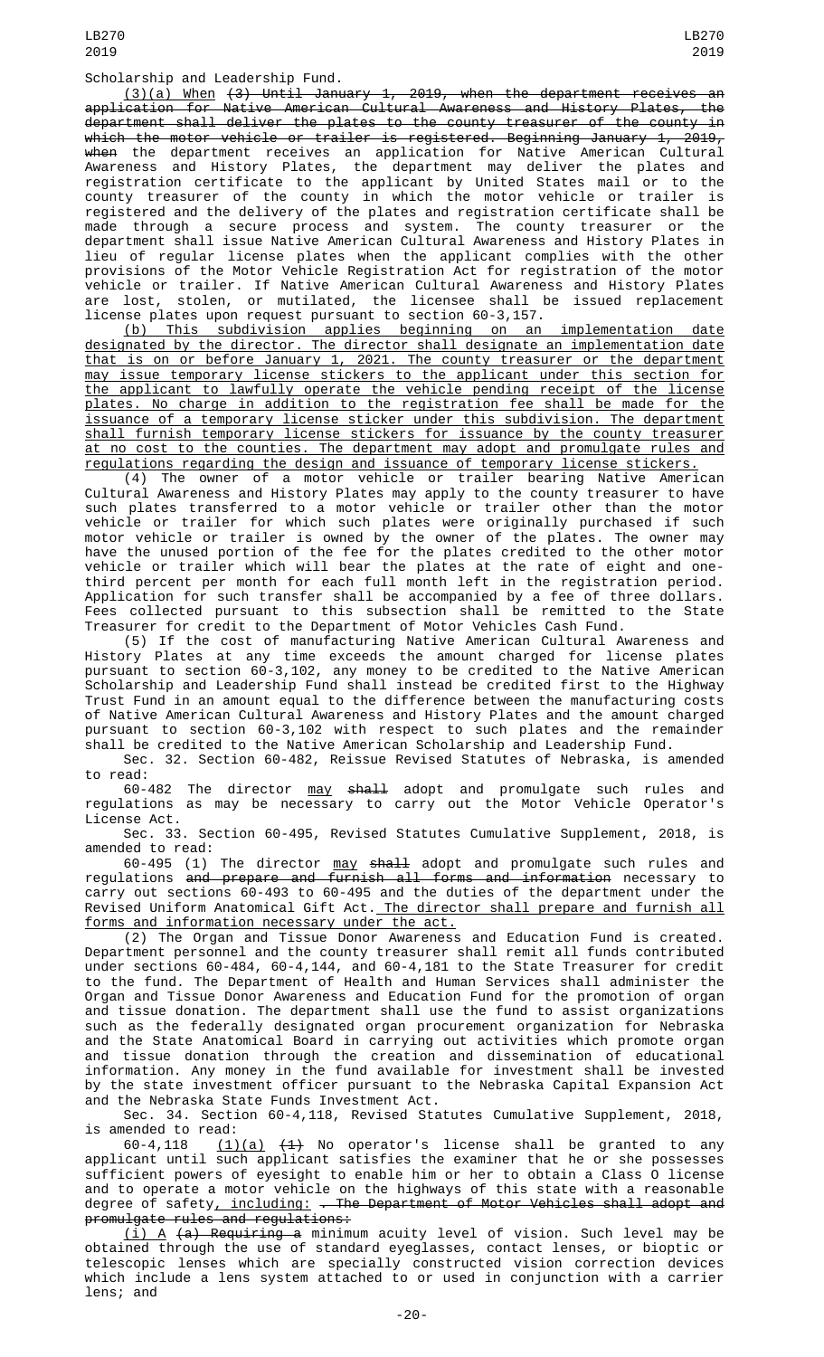Scholarship and Leadership Fund.

(3)(a) When ~~(3) Until January 1, 2019, when the department receives an application for Native American Cultural Awareness and History Plates, the department shall deliver the plates to the county treasurer of the county in which the motor vehicle or trailer is registered. Beginning January 1, 2019, when~~ the department receives an application for Native American Cultural Awareness and History Plates, the department may deliver the plates and registration certificate to the applicant by United States mail or to the county treasurer of the county in which the motor vehicle or trailer is registered and the delivery of the plates and registration certificate shall be made through a secure process and system. The county treasurer or the department shall issue Native American Cultural Awareness and History Plates in lieu of regular license plates when the applicant complies with the other provisions of the Motor Vehicle Registration Act for registration of the motor vehicle or trailer. If Native American Cultural Awareness and History Plates are lost, stolen, or mutilated, the licensee shall be issued replacement license plates upon request pursuant to section 60-3,157.

(b) This subdivision applies beginning on an implementation date designated by the director. The director shall designate an implementation date that is on or before January 1, 2021. The county treasurer or the department may issue temporary license stickers to the applicant under this section for the applicant to lawfully operate the vehicle pending receipt of the license plates. No charge in addition to the registration fee shall be made for the issuance of a temporary license sticker under this subdivision. The department shall furnish temporary license stickers for issuance by the county treasurer at no cost to the counties. The department may adopt and promulgate rules and regulations regarding the design and issuance of temporary license stickers.

(4) The owner of a motor vehicle or trailer bearing Native American Cultural Awareness and History Plates may apply to the county treasurer to have such plates transferred to a motor vehicle or trailer other than the motor vehicle or trailer for which such plates were originally purchased if such motor vehicle or trailer is owned by the owner of the plates. The owner may have the unused portion of the fee for the plates credited to the other motor vehicle or trailer which will bear the plates at the rate of eight and one-third percent per month for each full month left in the registration period. Application for such transfer shall be accompanied by a fee of three dollars. Fees collected pursuant to this subsection shall be remitted to the State Treasurer for credit to the Department of Motor Vehicles Cash Fund.

(5) If the cost of manufacturing Native American Cultural Awareness and History Plates at any time exceeds the amount charged for license plates pursuant to section 60-3,102, any money to be credited to the Native American Scholarship and Leadership Fund shall instead be credited first to the Highway Trust Fund in an amount equal to the difference between the manufacturing costs of Native American Cultural Awareness and History Plates and the amount charged pursuant to section 60-3,102 with respect to such plates and the remainder shall be credited to the Native American Scholarship and Leadership Fund.

Sec. 32. Section 60-482, Reissue Revised Statutes of Nebraska, is amended to read:

60-482 The director may ~~shall~~ adopt and promulgate such rules and regulations as may be necessary to carry out the Motor Vehicle Operator's License Act.

Sec. 33. Section 60-495, Revised Statutes Cumulative Supplement, 2018, is amended to read:

60-495 (1) The director may ~~shall~~ adopt and promulgate such rules and regulations ~~and prepare and furnish all forms and information~~ necessary to carry out sections 60-493 to 60-495 and the duties of the department under the Revised Uniform Anatomical Gift Act. The director shall prepare and furnish all forms and information necessary under the act.

(2) The Organ and Tissue Donor Awareness and Education Fund is created. Department personnel and the county treasurer shall remit all funds contributed under sections 60-484, 60-4,144, and 60-4,181 to the State Treasurer for credit to the fund. The Department of Health and Human Services shall administer the Organ and Tissue Donor Awareness and Education Fund for the promotion of organ and tissue donation. The department shall use the fund to assist organizations such as the federally designated organ procurement organization for Nebraska and the State Anatomical Board in carrying out activities which promote organ and tissue donation through the creation and dissemination of educational information. Any money in the fund available for investment shall be invested by the state investment officer pursuant to the Nebraska Capital Expansion Act and the Nebraska State Funds Investment Act.

Sec. 34. Section 60-4,118, Revised Statutes Cumulative Supplement, 2018, is amended to read:

60-4,118 (1)(a) ~~(1)~~ No operator's license shall be granted to any applicant until such applicant satisfies the examiner that he or she possesses sufficient powers of eyesight to enable him or her to obtain a Class O license and to operate a motor vehicle on the highways of this state with a reasonable degree of safety, including: ~~. The Department of Motor Vehicles shall adopt and promulgate rules and regulations:~~

(i) A ~~(a) Requiring a~~ minimum acuity level of vision. Such level may be obtained through the use of standard eyeglasses, contact lenses, or bioptic or telescopic lenses which are specially constructed vision correction devices which include a lens system attached to or used in conjunction with a carrier lens; and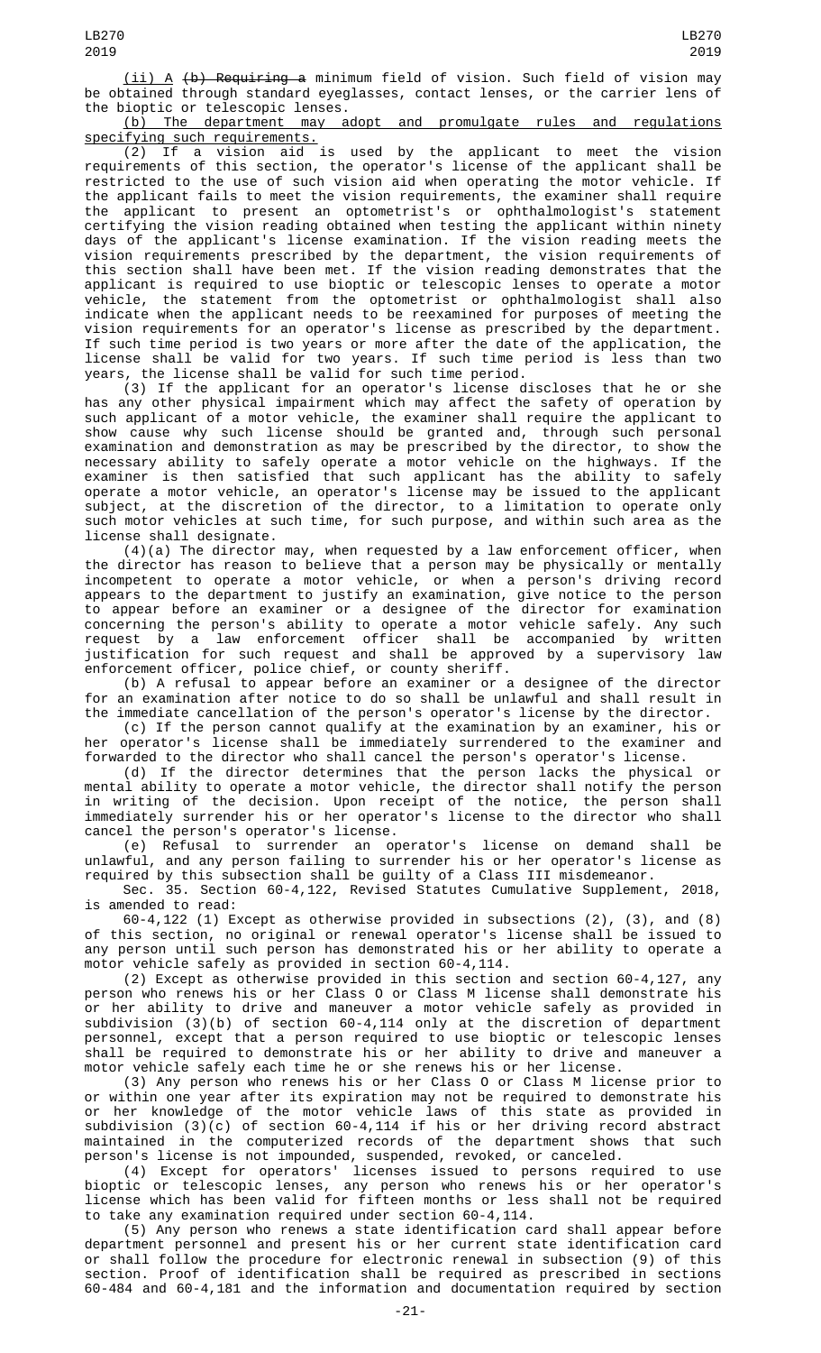(ii) A ~~(b) Requiring a~~ minimum field of vision. Such field of vision may be obtained through standard eyeglasses, contact lenses, or the carrier lens of the bioptic or telescopic lenses.

(b) The department may adopt and promulgate rules and regulations specifying such requirements.

(2) If a vision aid is used by the applicant to meet the vision requirements of this section, the operator's license of the applicant shall be restricted to the use of such vision aid when operating the motor vehicle. If the applicant fails to meet the vision requirements, the examiner shall require the applicant to present an optometrist's or ophthalmologist's statement certifying the vision reading obtained when testing the applicant within ninety days of the applicant's license examination. If the vision reading meets the vision requirements prescribed by the department, the vision requirements of this section shall have been met. If the vision reading demonstrates that the applicant is required to use bioptic or telescopic lenses to operate a motor vehicle, the statement from the optometrist or ophthalmologist shall also indicate when the applicant needs to be reexamined for purposes of meeting the vision requirements for an operator's license as prescribed by the department. If such time period is two years or more after the date of the application, the license shall be valid for two years. If such time period is less than two years, the license shall be valid for such time period.

(3) If the applicant for an operator's license discloses that he or she has any other physical impairment which may affect the safety of operation by such applicant of a motor vehicle, the examiner shall require the applicant to show cause why such license should be granted and, through such personal examination and demonstration as may be prescribed by the director, to show the necessary ability to safely operate a motor vehicle on the highways. If the examiner is then satisfied that such applicant has the ability to safely operate a motor vehicle, an operator's license may be issued to the applicant subject, at the discretion of the director, to a limitation to operate only such motor vehicles at such time, for such purpose, and within such area as the license shall designate.

(4)(a) The director may, when requested by a law enforcement officer, when the director has reason to believe that a person may be physically or mentally incompetent to operate a motor vehicle, or when a person's driving record appears to the department to justify an examination, give notice to the person to appear before an examiner or a designee of the director for examination concerning the person's ability to operate a motor vehicle safely. Any such request by a law enforcement officer shall be accompanied by written justification for such request and shall be approved by a supervisory law enforcement officer, police chief, or county sheriff.

(b) A refusal to appear before an examiner or a designee of the director for an examination after notice to do so shall be unlawful and shall result in the immediate cancellation of the person's operator's license by the director.

(c) If the person cannot qualify at the examination by an examiner, his or her operator's license shall be immediately surrendered to the examiner and forwarded to the director who shall cancel the person's operator's license.

(d) If the director determines that the person lacks the physical or mental ability to operate a motor vehicle, the director shall notify the person in writing of the decision. Upon receipt of the notice, the person shall immediately surrender his or her operator's license to the director who shall cancel the person's operator's license.

(e) Refusal to surrender an operator's license on demand shall be unlawful, and any person failing to surrender his or her operator's license as required by this subsection shall be guilty of a Class III misdemeanor.

Sec. 35. Section 60-4,122, Revised Statutes Cumulative Supplement, 2018, is amended to read:

60-4,122 (1) Except as otherwise provided in subsections (2), (3), and (8) of this section, no original or renewal operator's license shall be issued to any person until such person has demonstrated his or her ability to operate a motor vehicle safely as provided in section 60-4,114.

(2) Except as otherwise provided in this section and section 60-4,127, any person who renews his or her Class O or Class M license shall demonstrate his or her ability to drive and maneuver a motor vehicle safely as provided in subdivision (3)(b) of section 60-4,114 only at the discretion of department personnel, except that a person required to use bioptic or telescopic lenses shall be required to demonstrate his or her ability to drive and maneuver a motor vehicle safely each time he or she renews his or her license.

(3) Any person who renews his or her Class O or Class M license prior to or within one year after its expiration may not be required to demonstrate his or her knowledge of the motor vehicle laws of this state as provided in subdivision (3)(c) of section 60-4,114 if his or her driving record abstract maintained in the computerized records of the department shows that such person's license is not impounded, suspended, revoked, or canceled.

(4) Except for operators' licenses issued to persons required to use bioptic or telescopic lenses, any person who renews his or her operator's license which has been valid for fifteen months or less shall not be required to take any examination required under section 60-4,114.

(5) Any person who renews a state identification card shall appear before department personnel and present his or her current state identification card or shall follow the procedure for electronic renewal in subsection (9) of this section. Proof of identification shall be required as prescribed in sections 60-484 and 60-4,181 and the information and documentation required by section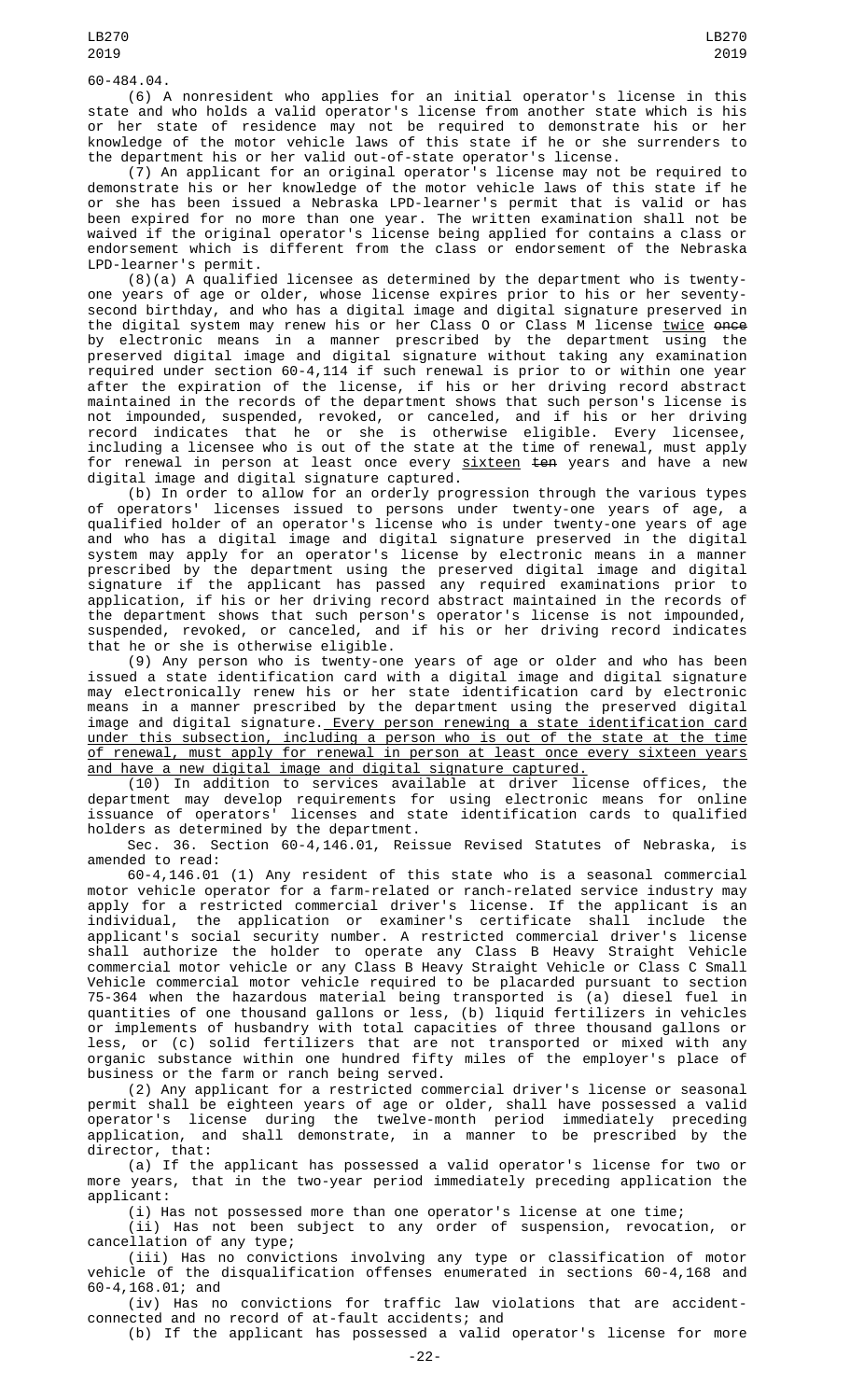60-484.04.

(6) A nonresident who applies for an initial operator's license in this state and who holds a valid operator's license from another state which is his or her state of residence may not be required to demonstrate his or her knowledge of the motor vehicle laws of this state if he or she surrenders to the department his or her valid out-of-state operator's license.

(7) An applicant for an original operator's license may not be required to demonstrate his or her knowledge of the motor vehicle laws of this state if he or she has been issued a Nebraska LPD-learner's permit that is valid or has been expired for no more than one year. The written examination shall not be waived if the original operator's license being applied for contains a class or endorsement which is different from the class or endorsement of the Nebraska LPD-learner's permit.

(8)(a) A qualified licensee as determined by the department who is twenty-one years of age or older, whose license expires prior to his or her seventy-second birthday, and who has a digital image and digital signature preserved in the digital system may renew his or her Class O or Class M license twice ~~once~~ by electronic means in a manner prescribed by the department using the preserved digital image and digital signature without taking any examination required under section 60-4,114 if such renewal is prior to or within one year after the expiration of the license, if his or her driving record abstract maintained in the records of the department shows that such person's license is not impounded, suspended, revoked, or canceled, and if his or her driving record indicates that he or she is otherwise eligible. Every licensee, including a licensee who is out of the state at the time of renewal, must apply for renewal in person at least once every sixteen ~~ten~~ years and have a new digital image and digital signature captured.

(b) In order to allow for an orderly progression through the various types of operators' licenses issued to persons under twenty-one years of age, a qualified holder of an operator's license who is under twenty-one years of age and who has a digital image and digital signature preserved in the digital system may apply for an operator's license by electronic means in a manner prescribed by the department using the preserved digital image and digital signature if the applicant has passed any required examinations prior to application, if his or her driving record abstract maintained in the records of the department shows that such person's operator's license is not impounded, suspended, revoked, or canceled, and if his or her driving record indicates that he or she is otherwise eligible.

(9) Any person who is twenty-one years of age or older and who has been issued a state identification card with a digital image and digital signature may electronically renew his or her state identification card by electronic means in a manner prescribed by the department using the preserved digital image and digital signature. Every person renewing a state identification card under this subsection, including a person who is out of the state at the time of renewal, must apply for renewal in person at least once every sixteen years and have a new digital image and digital signature captured.

(10) In addition to services available at driver license offices, the department may develop requirements for using electronic means for online issuance of operators' licenses and state identification cards to qualified holders as determined by the department.

Sec. 36. Section 60-4,146.01, Reissue Revised Statutes of Nebraska, is amended to read:

60-4,146.01 (1) Any resident of this state who is a seasonal commercial motor vehicle operator for a farm-related or ranch-related service industry may apply for a restricted commercial driver's license. If the applicant is an individual, the application or examiner's certificate shall include the applicant's social security number. A restricted commercial driver's license shall authorize the holder to operate any Class B Heavy Straight Vehicle commercial motor vehicle or any Class B Heavy Straight Vehicle or Class C Small Vehicle commercial motor vehicle required to be placarded pursuant to section 75-364 when the hazardous material being transported is (a) diesel fuel in quantities of one thousand gallons or less, (b) liquid fertilizers in vehicles or implements of husbandry with total capacities of three thousand gallons or less, or (c) solid fertilizers that are not transported or mixed with any organic substance within one hundred fifty miles of the employer's place of business or the farm or ranch being served.

(2) Any applicant for a restricted commercial driver's license or seasonal permit shall be eighteen years of age or older, shall have possessed a valid operator's license during the twelve-month period immediately preceding application, and shall demonstrate, in a manner to be prescribed by the director, that:

(a) If the applicant has possessed a valid operator's license for two or more years, that in the two-year period immediately preceding application the applicant:

(i) Has not possessed more than one operator's license at one time;

(ii) Has not been subject to any order of suspension, revocation, or cancellation of any type;

(iii) Has no convictions involving any type or classification of motor vehicle of the disqualification offenses enumerated in sections 60-4,168 and 60-4,168.01; and

(iv) Has no convictions for traffic law violations that are accident-connected and no record of at-fault accidents; and

(b) If the applicant has possessed a valid operator's license for more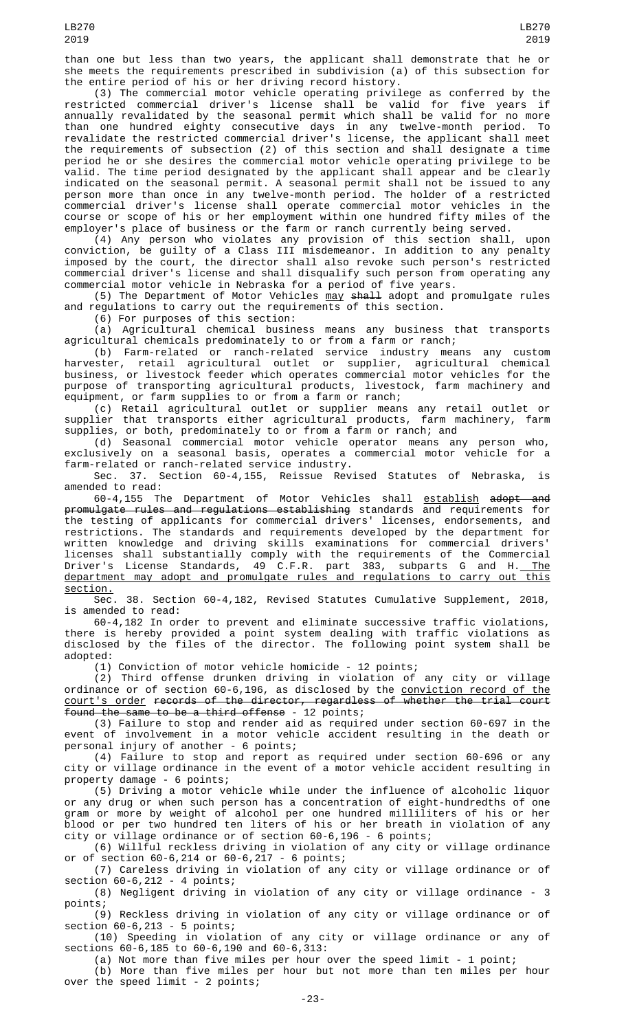than one but less than two years, the applicant shall demonstrate that he or she meets the requirements prescribed in subdivision (a) of this subsection for the entire period of his or her driving record history.

(3) The commercial motor vehicle operating privilege as conferred by the restricted commercial driver's license shall be valid for five years if annually revalidated by the seasonal permit which shall be valid for no more than one hundred eighty consecutive days in any twelve-month period. To revalidate the restricted commercial driver's license, the applicant shall meet the requirements of subsection (2) of this section and shall designate a time period he or she desires the commercial motor vehicle operating privilege to be valid. The time period designated by the applicant shall appear and be clearly indicated on the seasonal permit. A seasonal permit shall not be issued to any person more than once in any twelve-month period. The holder of a restricted commercial driver's license shall operate commercial motor vehicles in the course or scope of his or her employment within one hundred fifty miles of the employer's place of business or the farm or ranch currently being served.

(4) Any person who violates any provision of this section shall, upon conviction, be guilty of a Class III misdemeanor. In addition to any penalty imposed by the court, the director shall also revoke such person's restricted commercial driver's license and shall disqualify such person from operating any commercial motor vehicle in Nebraska for a period of five years.

(5) The Department of Motor Vehicles may ~~shall~~ adopt and promulgate rules and regulations to carry out the requirements of this section.

(6) For purposes of this section:

(a) Agricultural chemical business means any business that transports agricultural chemicals predominately to or from a farm or ranch;

(b) Farm-related or ranch-related service industry means any custom harvester, retail agricultural outlet or supplier, agricultural chemical business, or livestock feeder which operates commercial motor vehicles for the purpose of transporting agricultural products, livestock, farm machinery and equipment, or farm supplies to or from a farm or ranch;

(c) Retail agricultural outlet or supplier means any retail outlet or supplier that transports either agricultural products, farm machinery, farm supplies, or both, predominately to or from a farm or ranch; and

(d) Seasonal commercial motor vehicle operator means any person who, exclusively on a seasonal basis, operates a commercial motor vehicle for a farm-related or ranch-related service industry.

Sec. 37. Section 60-4,155, Reissue Revised Statutes of Nebraska, is amended to read:

60-4,155 The Department of Motor Vehicles shall establish ~~adopt and promulgate rules and regulations establishing~~ standards and requirements for the testing of applicants for commercial drivers' licenses, endorsements, and restrictions. The standards and requirements developed by the department for written knowledge and driving skills examinations for commercial drivers' licenses shall substantially comply with the requirements of the Commercial Driver's License Standards, 49 C.F.R. part 383, subparts G and H. The department may adopt and promulgate rules and regulations to carry out this section.

Sec. 38. Section 60-4,182, Revised Statutes Cumulative Supplement, 2018, is amended to read:

60-4,182 In order to prevent and eliminate successive traffic violations, there is hereby provided a point system dealing with traffic violations as disclosed by the files of the director. The following point system shall be adopted:

(1) Conviction of motor vehicle homicide - 12 points;

(2) Third offense drunken driving in violation of any city or village ordinance or of section 60-6,196, as disclosed by the conviction record of the court's order ~~records of the director, regardless of whether the trial court found the same to be a third offense~~ - 12 points;

(3) Failure to stop and render aid as required under section 60-697 in the event of involvement in a motor vehicle accident resulting in the death or personal injury of another - 6 points;

(4) Failure to stop and report as required under section 60-696 or any city or village ordinance in the event of a motor vehicle accident resulting in property damage - 6 points;

(5) Driving a motor vehicle while under the influence of alcoholic liquor or any drug or when such person has a concentration of eight-hundredths of one gram or more by weight of alcohol per one hundred milliliters of his or her blood or per two hundred ten liters of his or her breath in violation of any city or village ordinance or of section 60-6,196 - 6 points;

(6) Willful reckless driving in violation of any city or village ordinance or of section 60-6,214 or 60-6,217 - 6 points;

(7) Careless driving in violation of any city or village ordinance or of section 60-6,212 - 4 points;

(8) Negligent driving in violation of any city or village ordinance - 3 points;

(9) Reckless driving in violation of any city or village ordinance or of section 60-6,213 - 5 points;

(10) Speeding in violation of any city or village ordinance or any of sections 60-6,185 to 60-6,190 and 60-6,313:

(a) Not more than five miles per hour over the speed limit - 1 point;

(b) More than five miles per hour but not more than ten miles per hour over the speed limit - 2 points;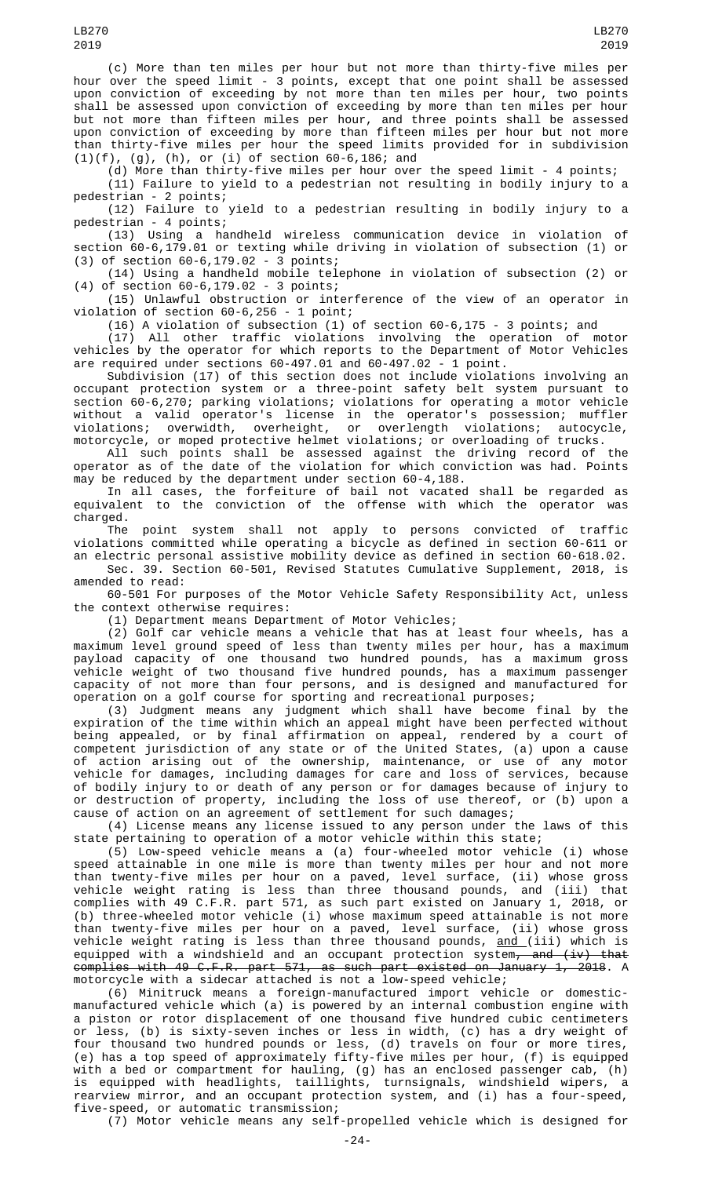(c) More than ten miles per hour but not more than thirty-five miles per hour over the speed limit - 3 points, except that one point shall be assessed upon conviction of exceeding by not more than ten miles per hour, two points shall be assessed upon conviction of exceeding by more than ten miles per hour but not more than fifteen miles per hour, and three points shall be assessed upon conviction of exceeding by more than fifteen miles per hour but not more than thirty-five miles per hour the speed limits provided for in subdivision (1)(f), (g), (h), or (i) of section 60-6,186; and

(d) More than thirty-five miles per hour over the speed limit - 4 points;

(11) Failure to yield to a pedestrian not resulting in bodily injury to a pedestrian - 2 points;

(12) Failure to yield to a pedestrian resulting in bodily injury to a pedestrian - 4 points;

(13) Using a handheld wireless communication device in violation of section 60-6,179.01 or texting while driving in violation of subsection (1) or (3) of section 60-6,179.02 - 3 points;

(14) Using a handheld mobile telephone in violation of subsection (2) or (4) of section 60-6,179.02 - 3 points;

(15) Unlawful obstruction or interference of the view of an operator in violation of section 60-6,256 - 1 point;

(16) A violation of subsection (1) of section 60-6,175 - 3 points; and

(17) All other traffic violations involving the operation of motor vehicles by the operator for which reports to the Department of Motor Vehicles are required under sections 60-497.01 and 60-497.02 - 1 point.

Subdivision (17) of this section does not include violations involving an occupant protection system or a three-point safety belt system pursuant to section 60-6,270; parking violations; violations for operating a motor vehicle without a valid operator's license in the operator's possession; muffler violations; overwidth, overheight, or overlength violations; autocycle, motorcycle, or moped protective helmet violations; or overloading of trucks.

All such points shall be assessed against the driving record of the operator as of the date of the violation for which conviction was had. Points may be reduced by the department under section 60-4,188.

In all cases, the forfeiture of bail not vacated shall be regarded as equivalent to the conviction of the offense with which the operator was charged.

The point system shall not apply to persons convicted of traffic violations committed while operating a bicycle as defined in section 60-611 or an electric personal assistive mobility device as defined in section 60-618.02.

Sec. 39. Section 60-501, Revised Statutes Cumulative Supplement, 2018, is amended to read:

60-501 For purposes of the Motor Vehicle Safety Responsibility Act, unless the context otherwise requires:

(1) Department means Department of Motor Vehicles;

(2) Golf car vehicle means a vehicle that has at least four wheels, has a maximum level ground speed of less than twenty miles per hour, has a maximum payload capacity of one thousand two hundred pounds, has a maximum gross vehicle weight of two thousand five hundred pounds, has a maximum passenger capacity of not more than four persons, and is designed and manufactured for operation on a golf course for sporting and recreational purposes;

(3) Judgment means any judgment which shall have become final by the expiration of the time within which an appeal might have been perfected without being appealed, or by final affirmation on appeal, rendered by a court of competent jurisdiction of any state or of the United States, (a) upon a cause of action arising out of the ownership, maintenance, or use of any motor vehicle for damages, including damages for care and loss of services, because of bodily injury to or death of any person or for damages because of injury to or destruction of property, including the loss of use thereof, or (b) upon a cause of action on an agreement of settlement for such damages;

(4) License means any license issued to any person under the laws of this state pertaining to operation of a motor vehicle within this state;

(5) Low-speed vehicle means a (a) four-wheeled motor vehicle (i) whose speed attainable in one mile is more than twenty miles per hour and not more than twenty-five miles per hour on a paved, level surface, (ii) whose gross vehicle weight rating is less than three thousand pounds, and (iii) that complies with 49 C.F.R. part 571, as such part existed on January 1, 2018, or (b) three-wheeled motor vehicle (i) whose maximum speed attainable is not more than twenty-five miles per hour on a paved, level surface, (ii) whose gross vehicle weight rating is less than three thousand pounds, and (iii) which is equipped with a windshield and an occupant protection system~~, and (iv) that complies with 49 C.F.R. part 571, as such part existed on January 1, 2018~~. A motorcycle with a sidecar attached is not a low-speed vehicle;

(6) Minitruck means a foreign-manufactured import vehicle or domestic-manufactured vehicle which (a) is powered by an internal combustion engine with a piston or rotor displacement of one thousand five hundred cubic centimeters or less, (b) is sixty-seven inches or less in width, (c) has a dry weight of four thousand two hundred pounds or less, (d) travels on four or more tires, (e) has a top speed of approximately fifty-five miles per hour, (f) is equipped with a bed or compartment for hauling, (g) has an enclosed passenger cab, (h) is equipped with headlights, taillights, turnsignals, windshield wipers, a rearview mirror, and an occupant protection system, and (i) has a four-speed, five-speed, or automatic transmission;

(7) Motor vehicle means any self-propelled vehicle which is designed for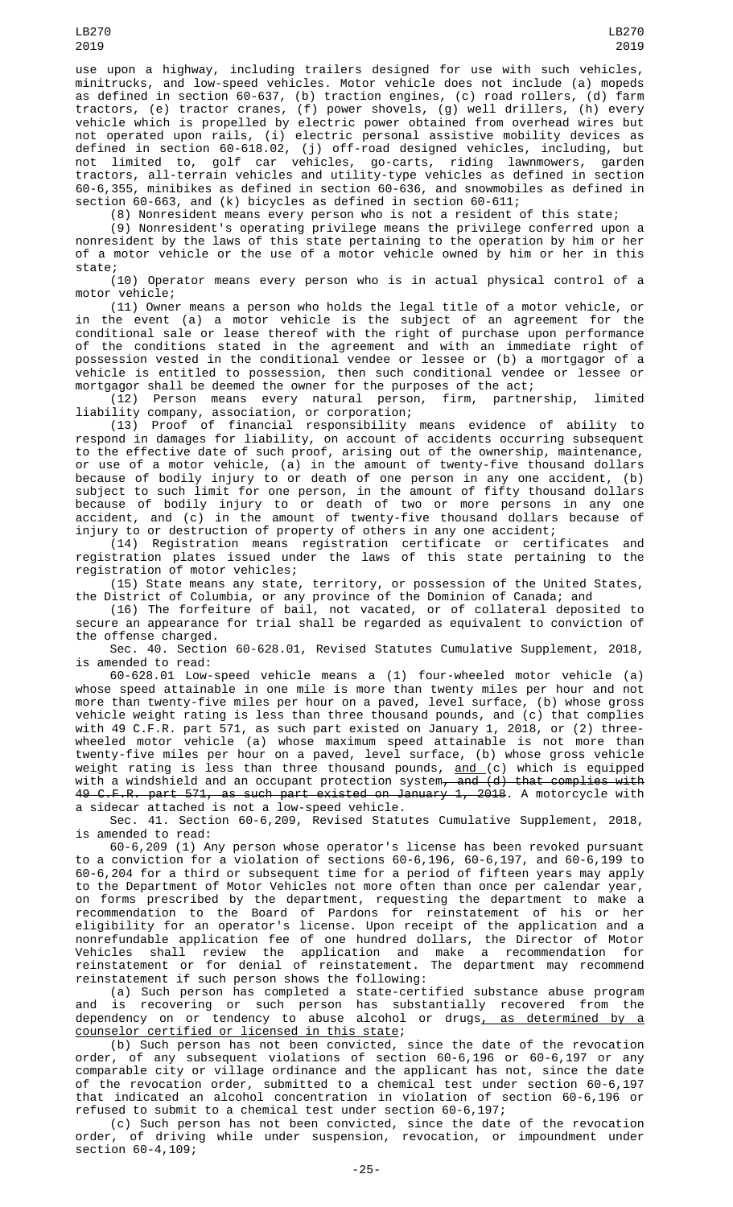use upon a highway, including trailers designed for use with such vehicles, minitrucks, and low-speed vehicles. Motor vehicle does not include (a) mopeds as defined in section 60-637, (b) traction engines, (c) road rollers, (d) farm tractors, (e) tractor cranes, (f) power shovels, (g) well drillers, (h) every vehicle which is propelled by electric power obtained from overhead wires but not operated upon rails, (i) electric personal assistive mobility devices as defined in section 60-618.02, (j) off-road designed vehicles, including, but not limited to, golf car vehicles, go-carts, riding lawnmowers, garden tractors, all-terrain vehicles and utility-type vehicles as defined in section 60-6,355, minibikes as defined in section 60-636, and snowmobiles as defined in section 60-663, and (k) bicycles as defined in section 60-611;

(8) Nonresident means every person who is not a resident of this state;

(9) Nonresident's operating privilege means the privilege conferred upon a nonresident by the laws of this state pertaining to the operation by him or her of a motor vehicle or the use of a motor vehicle owned by him or her in this state;

(10) Operator means every person who is in actual physical control of a motor vehicle;

(11) Owner means a person who holds the legal title of a motor vehicle, or in the event (a) a motor vehicle is the subject of an agreement for the conditional sale or lease thereof with the right of purchase upon performance of the conditions stated in the agreement and with an immediate right of possession vested in the conditional vendee or lessee or (b) a mortgagor of a vehicle is entitled to possession, then such conditional vendee or lessee or mortgagor shall be deemed the owner for the purposes of the act;

(12) Person means every natural person, firm, partnership, limited liability company, association, or corporation;

(13) Proof of financial responsibility means evidence of ability to respond in damages for liability, on account of accidents occurring subsequent to the effective date of such proof, arising out of the ownership, maintenance, or use of a motor vehicle, (a) in the amount of twenty-five thousand dollars because of bodily injury to or death of one person in any one accident, (b) subject to such limit for one person, in the amount of fifty thousand dollars because of bodily injury to or death of two or more persons in any one accident, and (c) in the amount of twenty-five thousand dollars because of injury to or destruction of property of others in any one accident;

(14) Registration means registration certificate or certificates and registration plates issued under the laws of this state pertaining to the registration of motor vehicles;

(15) State means any state, territory, or possession of the United States, the District of Columbia, or any province of the Dominion of Canada; and

(16) The forfeiture of bail, not vacated, or of collateral deposited to secure an appearance for trial shall be regarded as equivalent to conviction of the offense charged.

Sec. 40. Section 60-628.01, Revised Statutes Cumulative Supplement, 2018, is amended to read:

60-628.01 Low-speed vehicle means a (1) four-wheeled motor vehicle (a) whose speed attainable in one mile is more than twenty miles per hour and not more than twenty-five miles per hour on a paved, level surface, (b) whose gross vehicle weight rating is less than three thousand pounds, and (c) that complies with 49 C.F.R. part 571, as such part existed on January 1, 2018, or (2) three-wheeled motor vehicle (a) whose maximum speed attainable is not more than twenty-five miles per hour on a paved, level surface, (b) whose gross vehicle weight rating is less than three thousand pounds, and (c) which is equipped with a windshield and an occupant protection system~~, and (d) that complies with 49 C.F.R. part 571, as such part existed on January 1, 2018~~. A motorcycle with a sidecar attached is not a low-speed vehicle.

Sec. 41. Section 60-6,209, Revised Statutes Cumulative Supplement, 2018, is amended to read:

60-6,209 (1) Any person whose operator's license has been revoked pursuant to a conviction for a violation of sections 60-6,196, 60-6,197, and 60-6,199 to 60-6,204 for a third or subsequent time for a period of fifteen years may apply to the Department of Motor Vehicles not more often than once per calendar year, on forms prescribed by the department, requesting the department to make a recommendation to the Board of Pardons for reinstatement of his or her eligibility for an operator's license. Upon receipt of the application and a nonrefundable application fee of one hundred dollars, the Director of Motor Vehicles shall review the application and make a recommendation for reinstatement or for denial of reinstatement. The department may recommend reinstatement if such person shows the following:

(a) Such person has completed a state-certified substance abuse program and is recovering or such person has substantially recovered from the dependency on or tendency to abuse alcohol or drugs, as determined by a counselor certified or licensed in this state;

(b) Such person has not been convicted, since the date of the revocation order, of any subsequent violations of section 60-6,196 or 60-6,197 or any comparable city or village ordinance and the applicant has not, since the date of the revocation order, submitted to a chemical test under section 60-6,197 that indicated an alcohol concentration in violation of section 60-6,196 or refused to submit to a chemical test under section 60-6,197;

(c) Such person has not been convicted, since the date of the revocation order, of driving while under suspension, revocation, or impoundment under section 60-4,109;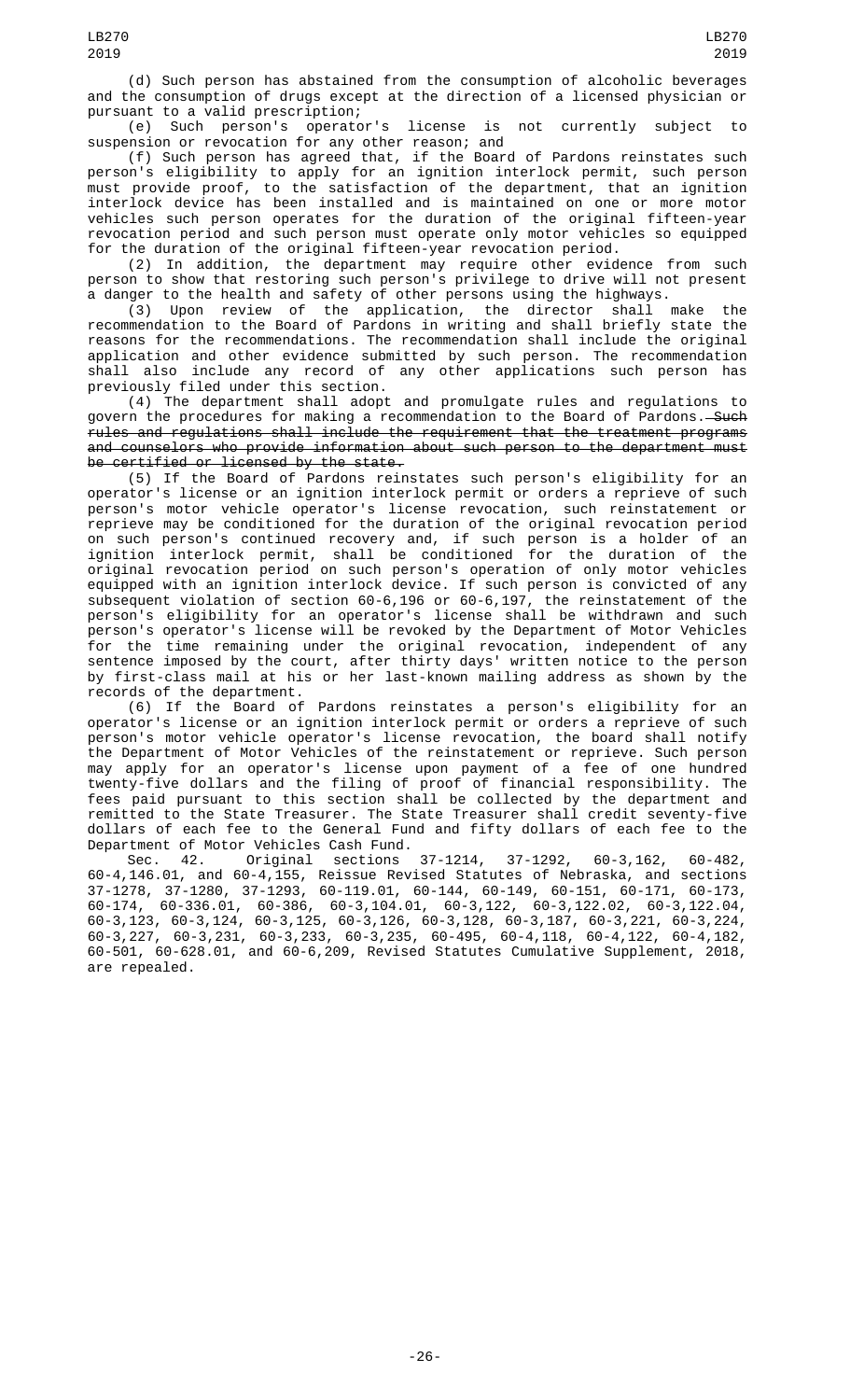(d) Such person has abstained from the consumption of alcoholic beverages and the consumption of drugs except at the direction of a licensed physician or pursuant to a valid prescription;

(e) Such person's operator's license is not currently subject to suspension or revocation for any other reason; and

(f) Such person has agreed that, if the Board of Pardons reinstates such person's eligibility to apply for an ignition interlock permit, such person must provide proof, to the satisfaction of the department, that an ignition interlock device has been installed and is maintained on one or more motor vehicles such person operates for the duration of the original fifteen-year revocation period and such person must operate only motor vehicles so equipped for the duration of the original fifteen-year revocation period.

(2) In addition, the department may require other evidence from such person to show that restoring such person's privilege to drive will not present a danger to the health and safety of other persons using the highways.

(3) Upon review of the application, the director shall make the recommendation to the Board of Pardons in writing and shall briefly state the reasons for the recommendations. The recommendation shall include the original application and other evidence submitted by such person. The recommendation shall also include any record of any other applications such person has previously filed under this section.

(4) The department shall adopt and promulgate rules and regulations to govern the procedures for making a recommendation to the Board of Pardons. ~~Such rules and regulations shall include the requirement that the treatment programs and counselors who provide information about such person to the department must be certified or licensed by the state.~~

(5) If the Board of Pardons reinstates such person's eligibility for an operator's license or an ignition interlock permit or orders a reprieve of such person's motor vehicle operator's license revocation, such reinstatement or reprieve may be conditioned for the duration of the original revocation period on such person's continued recovery and, if such person is a holder of an ignition interlock permit, shall be conditioned for the duration of the original revocation period on such person's operation of only motor vehicles equipped with an ignition interlock device. If such person is convicted of any subsequent violation of section 60-6,196 or 60-6,197, the reinstatement of the person's eligibility for an operator's license shall be withdrawn and such person's operator's license will be revoked by the Department of Motor Vehicles for the time remaining under the original revocation, independent of any sentence imposed by the court, after thirty days' written notice to the person by first-class mail at his or her last-known mailing address as shown by the records of the department.

(6) If the Board of Pardons reinstates a person's eligibility for an operator's license or an ignition interlock permit or orders a reprieve of such person's motor vehicle operator's license revocation, the board shall notify the Department of Motor Vehicles of the reinstatement or reprieve. Such person may apply for an operator's license upon payment of a fee of one hundred twenty-five dollars and the filing of proof of financial responsibility. The fees paid pursuant to this section shall be collected by the department and remitted to the State Treasurer. The State Treasurer shall credit seventy-five dollars of each fee to the General Fund and fifty dollars of each fee to the Department of Motor Vehicles Cash Fund.

Sec. 42. Original sections 37-1214, 37-1292, 60-3,162, 60-482, 60-4,146.01, and 60-4,155, Reissue Revised Statutes of Nebraska, and sections 37-1278, 37-1280, 37-1293, 60-119.01, 60-144, 60-149, 60-151, 60-171, 60-173, 60-174, 60-336.01, 60-386, 60-3,104.01, 60-3,122, 60-3,122.02, 60-3,122.04, 60-3,123, 60-3,124, 60-3,125, 60-3,126, 60-3,128, 60-3,187, 60-3,221, 60-3,224, 60-3,227, 60-3,231, 60-3,233, 60-3,235, 60-495, 60-4,118, 60-4,122, 60-4,182, 60-501, 60-628.01, and 60-6,209, Revised Statutes Cumulative Supplement, 2018, are repealed.